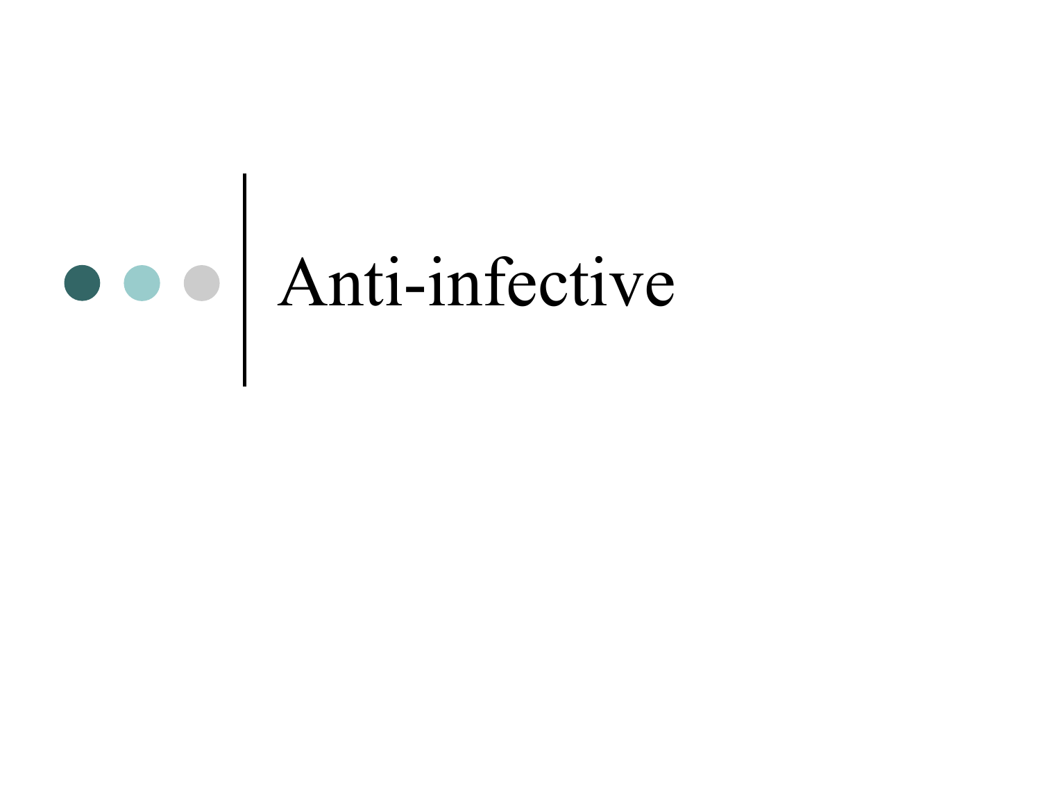# Anti-infective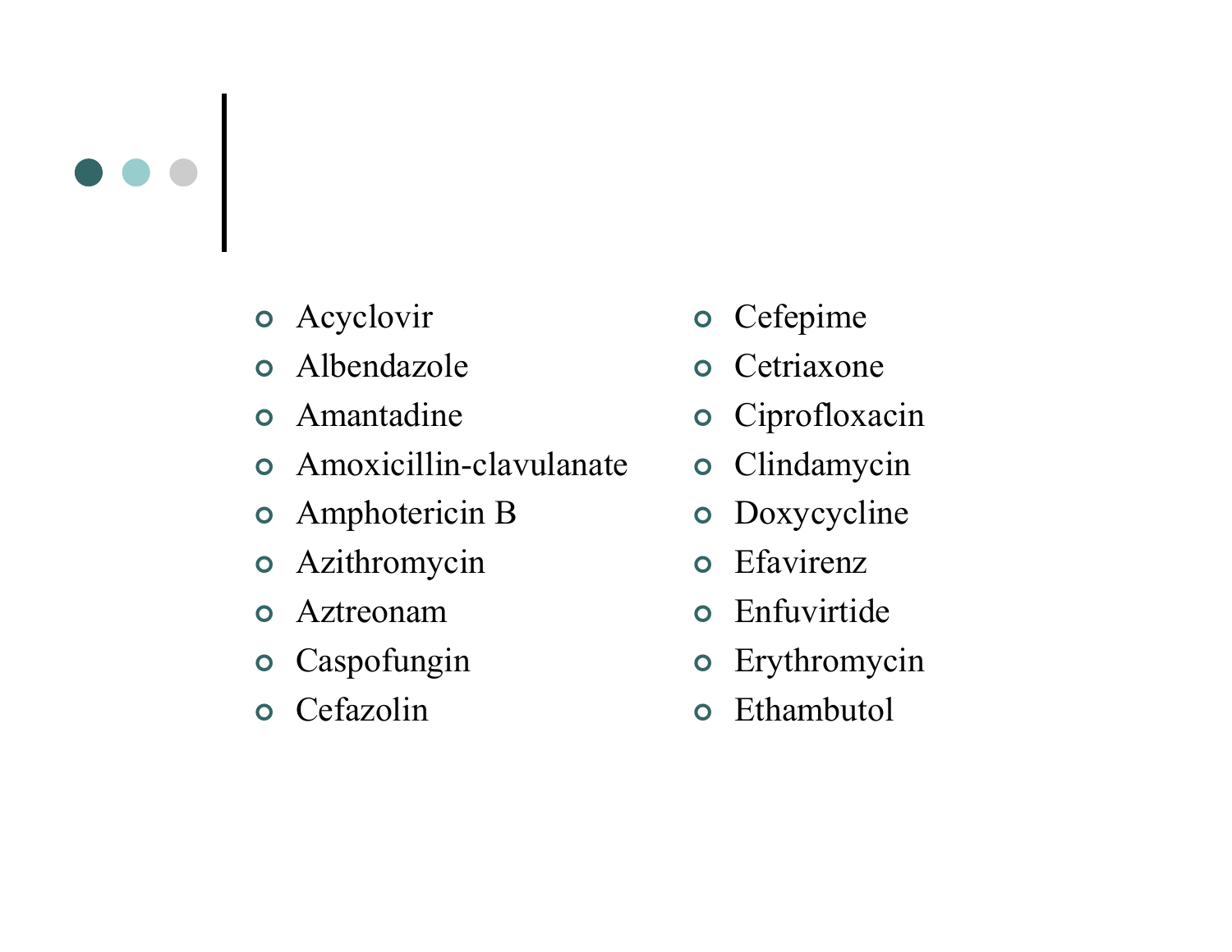- Acyclovir
- Albendazole
- Amantadine
- Amoxicillin-clavulanate
- Amphotericin B
- Azithromycin
- Aztreonam
- Caspofungin
- Cefazolin
- Cefepime
- Cetriaxone
- Ciprofloxacin
- Clindamycin
- Doxycycline
- Efavirenz
- Enfuvirtide
- Erythromycin
- Ethambutol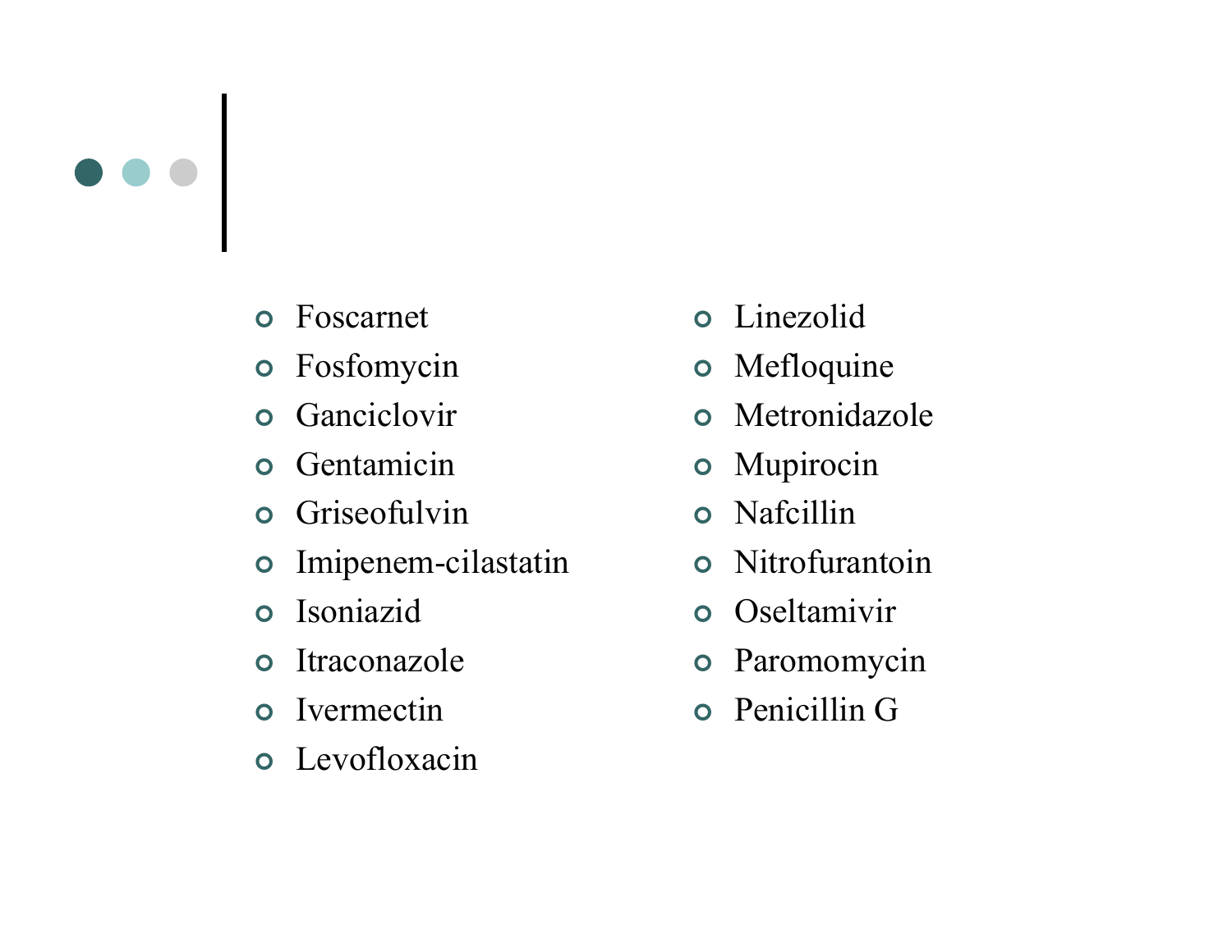- Foscarnet
- Fosfomycin
- Ganciclovir
- Gentamicin
- Griseofulvin
- Imipenem-cilastatin
- Isoniazid
- Itraconazole
- Ivermectin
- Levofloxacin
- Linezolid
- Mefloquine
- Metronidazole
- Mupirocin
- Nafcillin
- Nitrofurantoin
- Oseltamivir
- Paromomycin
- Penicillin G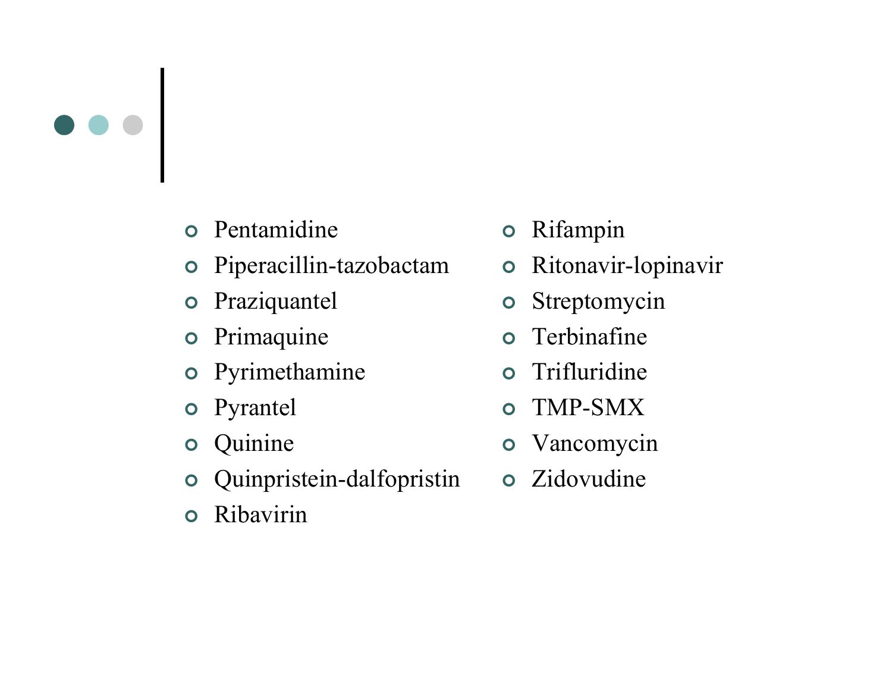- Pentamidine
- Piperacillin-tazobactam
- Praziquantel
- Primaquine
- Pyrimethamine
- Pyrantel
- Quinine
- Quinpristein-dalfopristin
- Ribavirin
- Rifampin
- Ritonavir-lopinavir
- Streptomycin
- Terbinafine
- Trifluridine
- TMP-SMX
- Vancomycin
- Zidovudine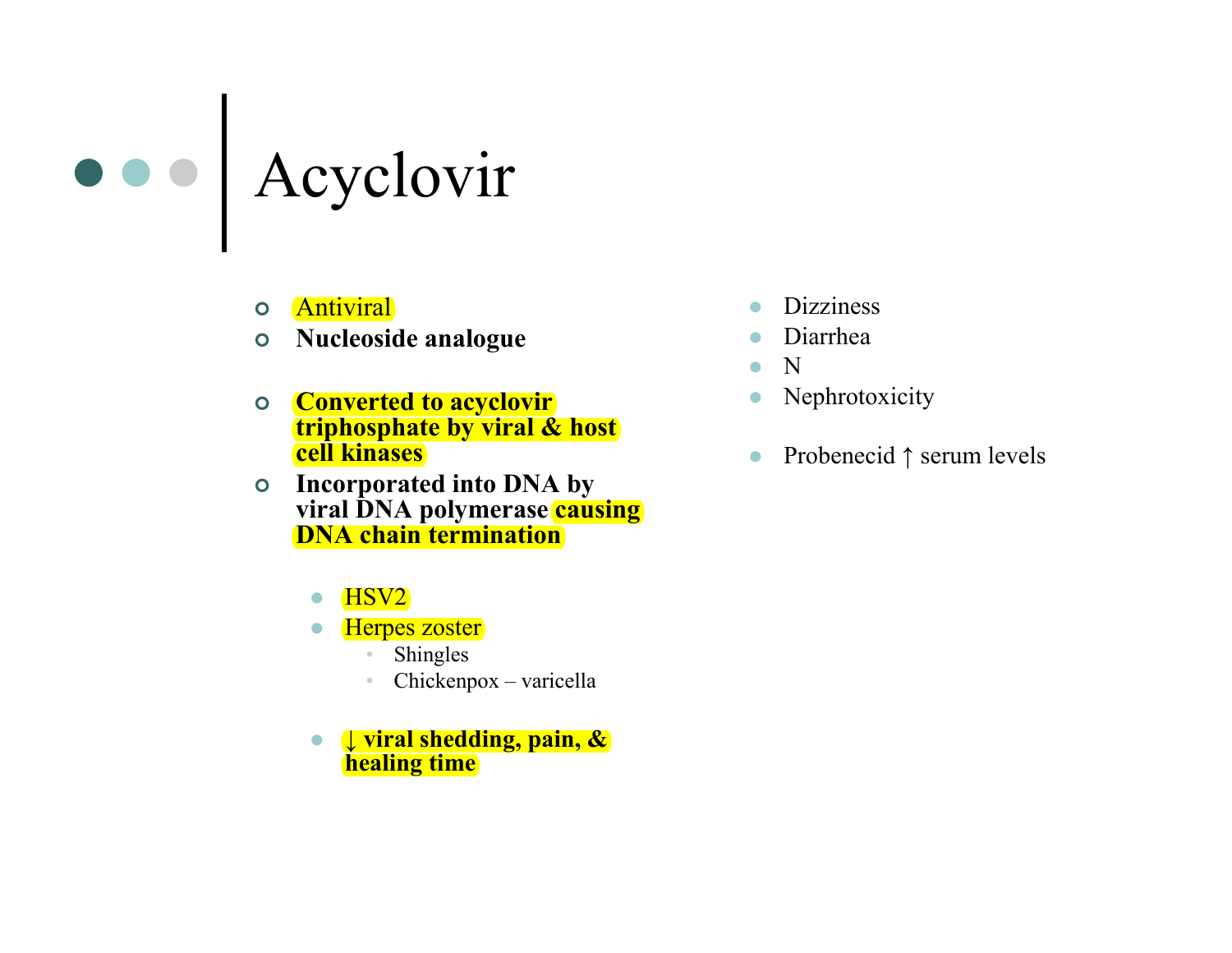# Acyclovir

- Antiviral
- **Nucleoside analogue**

- **Converted to acyclovir triphosphate by viral & host cell kinases**
- **Incorporated into DNA by viral DNA polymerase causing DNA chain termination**

  - HSV2
  - Herpes zoster
    - Shingles
    - Chickenpox – varicella

  - **↓ viral shedding, pain, & healing time**

- Dizziness
- Diarrhea
- N
- Nephrotoxicity

- Probenecid ↑ serum levels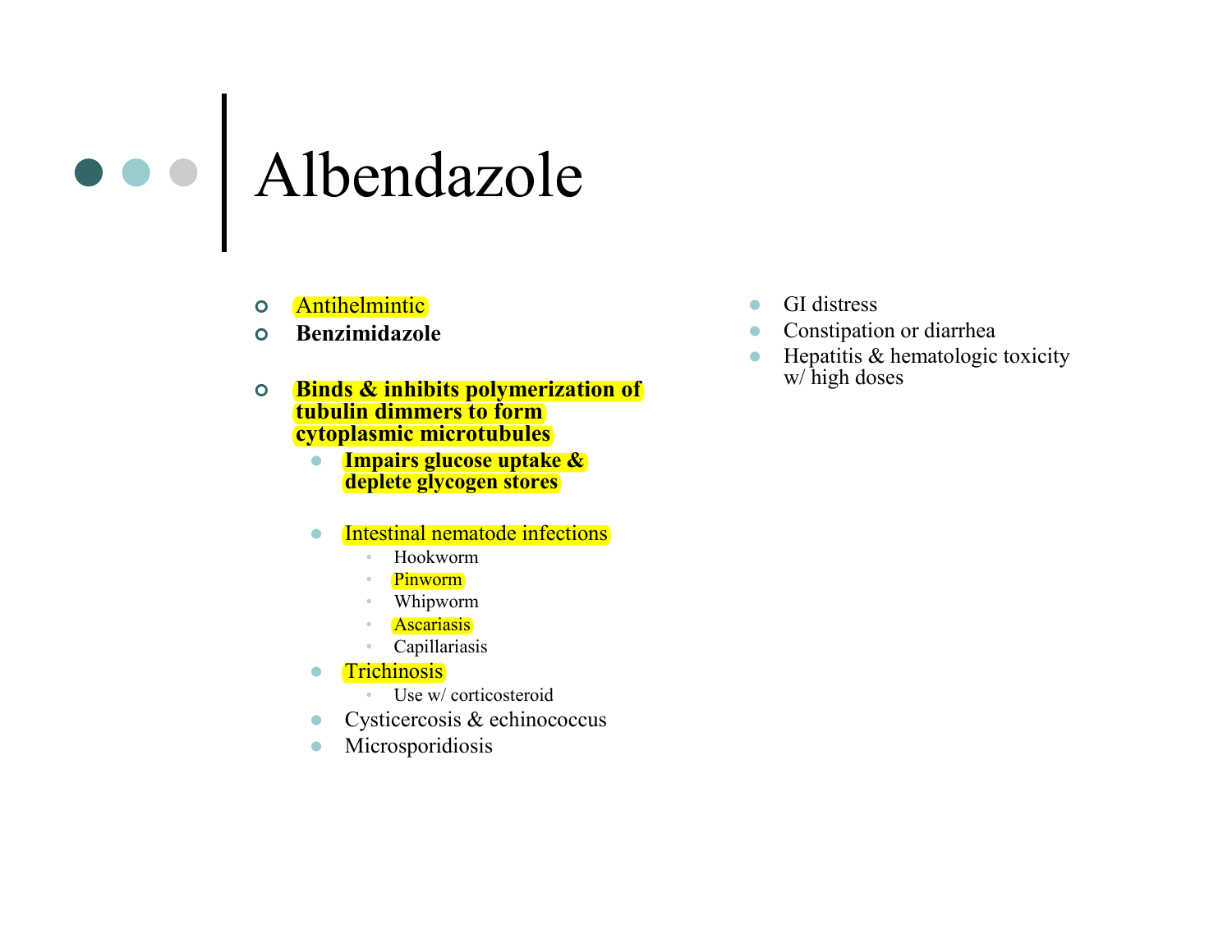# Albendazole

- Antihelmintic
- **Benzimidazole**
- **Binds & inhibits polymerization of tubulin dimmers to form cytoplasmic microtubules**
  - **Impairs glucose uptake & deplete glycogen stores**
  - Intestinal nematode infections
    - Hookworm
    - Pinworm
    - Whipworm
    - Ascariasis
    - Capillariasis
  - Trichinosis
    - Use w/ corticosteroid
  - Cysticercosis & echinococcus
  - Microsporidiosis

- GI distress
- Constipation or diarrhea
- Hepatitis & hematologic toxicity w/ high doses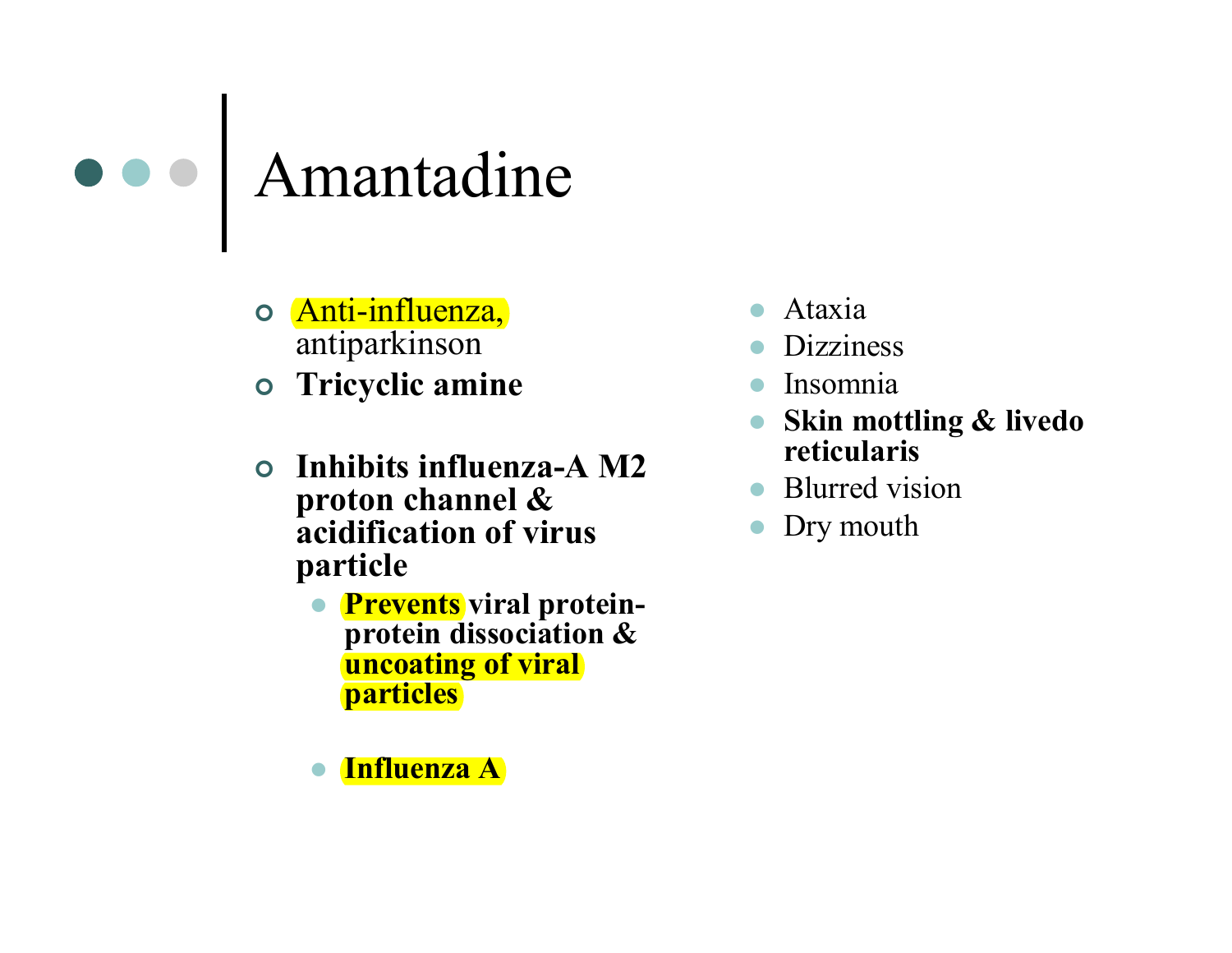# Amantadine

- Anti-influenza, antiparkinson
- **Tricyclic amine**
- **Inhibits influenza-A M2 proton channel & acidification of virus particle**
  - **Prevents viral protein-protein dissociation & uncoating of viral particles**
  - **Influenza A**

- Ataxia
- Dizziness
- Insomnia
- **Skin mottling & livedo reticularis**
- Blurred vision
- Dry mouth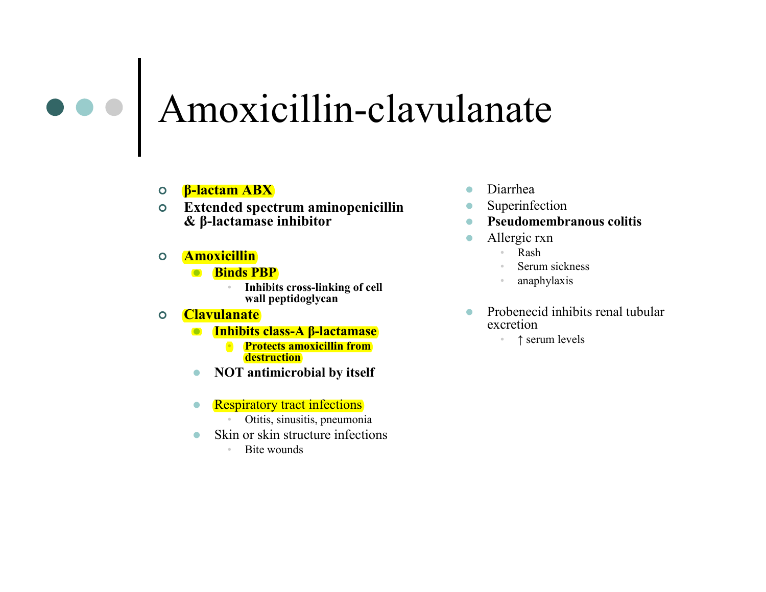# Amoxicillin-clavulanate

- **β-lactam ABX**
- **Extended spectrum aminopenicillin & β-lactamase inhibitor**

- **Amoxicillin**
  - **Binds PBP**
    - **Inhibits cross-linking of cell wall peptidoglycan**
- **Clavulanate**
  - **Inhibits class-A β-lactamase**
    - **Protects amoxicillin from destruction**
  - **NOT antimicrobial by itself**

  - Respiratory tract infections
    - Otitis, sinusitis, pneumonia
  - Skin or skin structure infections
    - Bite wounds

- Diarrhea
- Superinfection
- **Pseudomembranous colitis**
- Allergic rxn
  - Rash
  - Serum sickness
  - anaphylaxis

- Probenecid inhibits renal tubular excretion
  - ↑ serum levels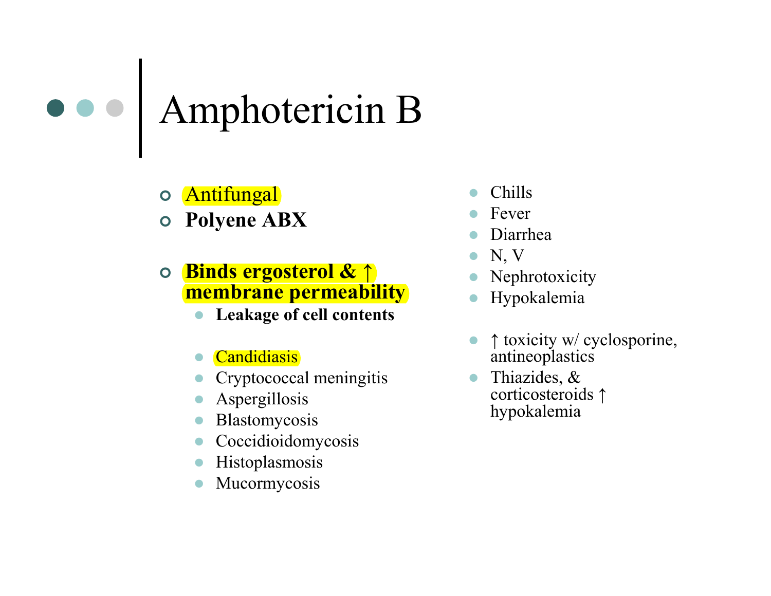# Amphotericin B

- Antifungal
- **Polyene ABX**

- **Binds ergosterol & ↑ membrane permeability**
  - **Leakage of cell contents**

  - Candidiasis
  - Cryptococcal meningitis
  - Aspergillosis
  - Blastomycosis
  - Coccidioidomycosis
  - Histoplasmosis
  - Mucormycosis

- Chills
- Fever
- Diarrhea
- N, V
- Nephrotoxicity
- Hypokalemia

- ↑ toxicity w/ cyclosporine, antineoplastics
- Thiazides, & corticosteroids ↑ hypokalemia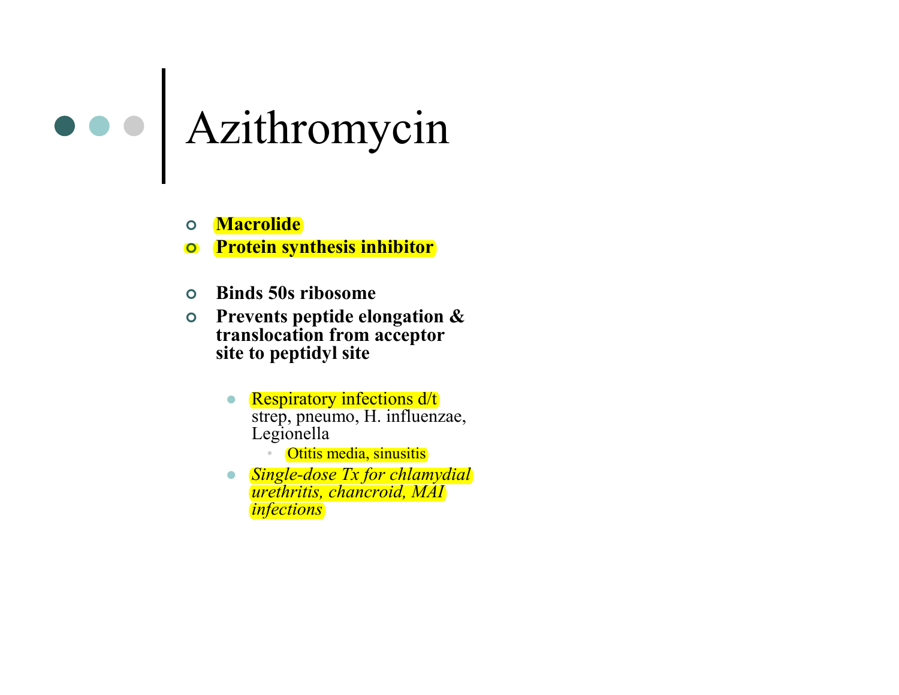# Azithromycin

- **Macrolide**
- **Protein synthesis inhibitor**

- **Binds 50s ribosome**
- **Prevents peptide elongation & translocation from acceptor site to peptidyl site**
    - Respiratory infections d/t strep, pneumo, H. influenzae, Legionella
        - Otitis media, sinusitis
    - *Single-dose Tx for chlamydial urethritis, chancroid, MAI infections*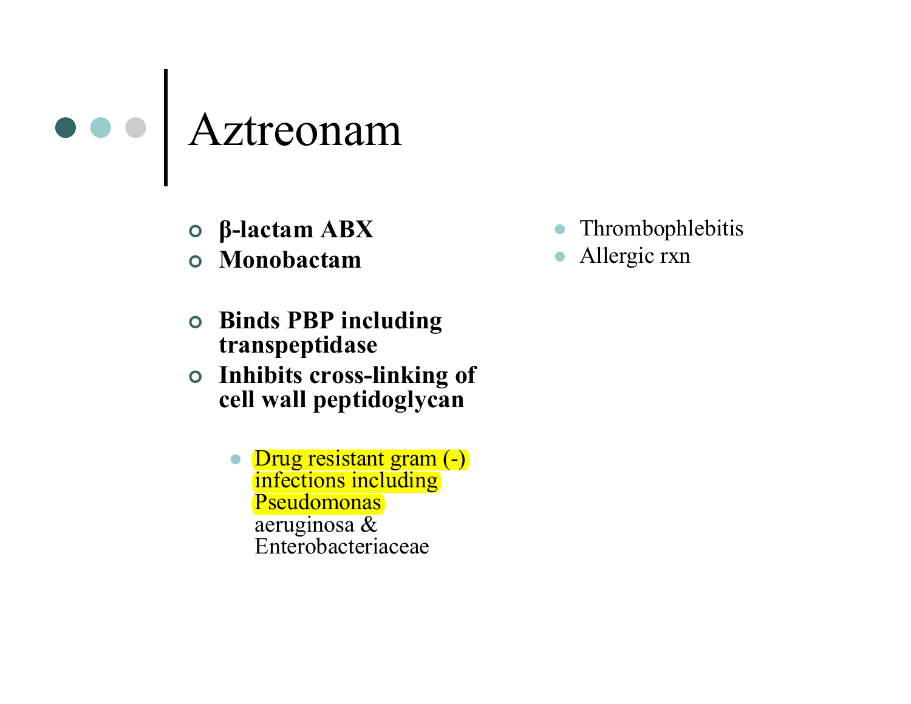# Aztreonam

- **β-lactam ABX**
- **Monobactam**

- **Binds PBP including transpeptidase**
- **Inhibits cross-linking of cell wall peptidoglycan**

  - Drug resistant gram (-) infections including Pseudomonas aeruginosa & Enterobacteriaceae

- Thrombophlebitis
- Allergic rxn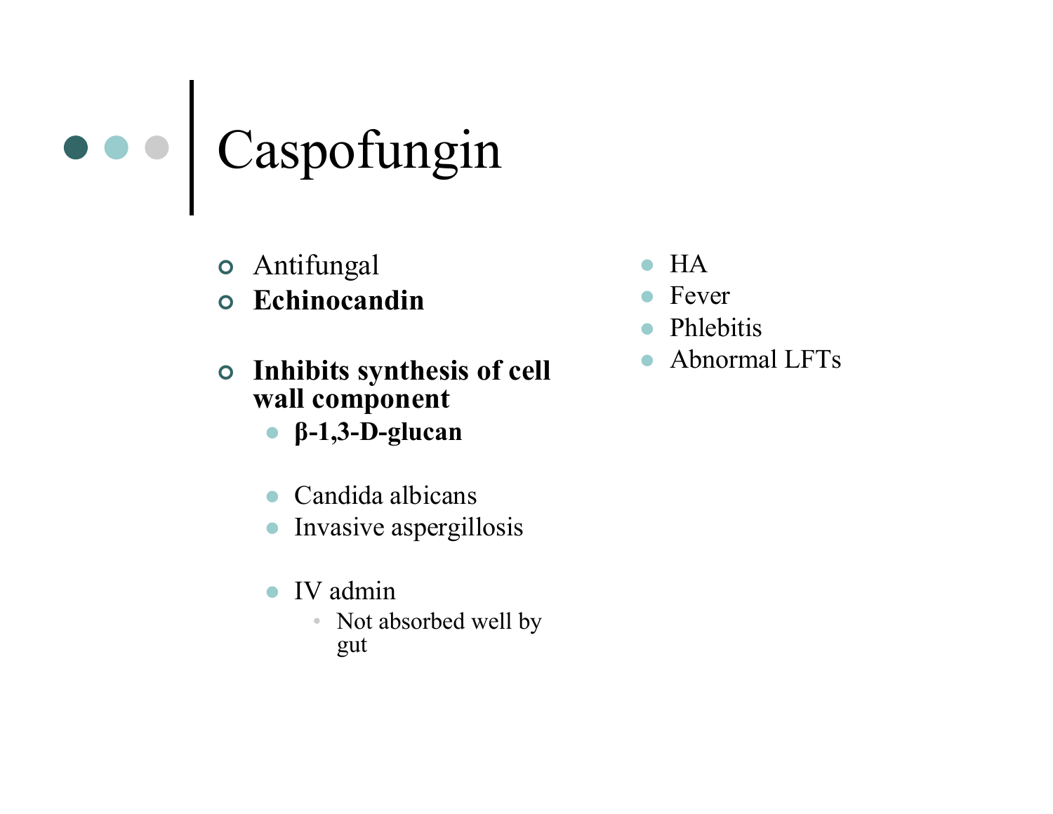# Caspofungin

- Antifungal
- **Echinocandin**
- **Inhibits synthesis of cell wall component**
  - **β-1,3-D-glucan**
  - Candida albicans
  - Invasive aspergillosis
  - IV admin
    - Not absorbed well by gut

- HA
- Fever
- Phlebitis
- Abnormal LFTs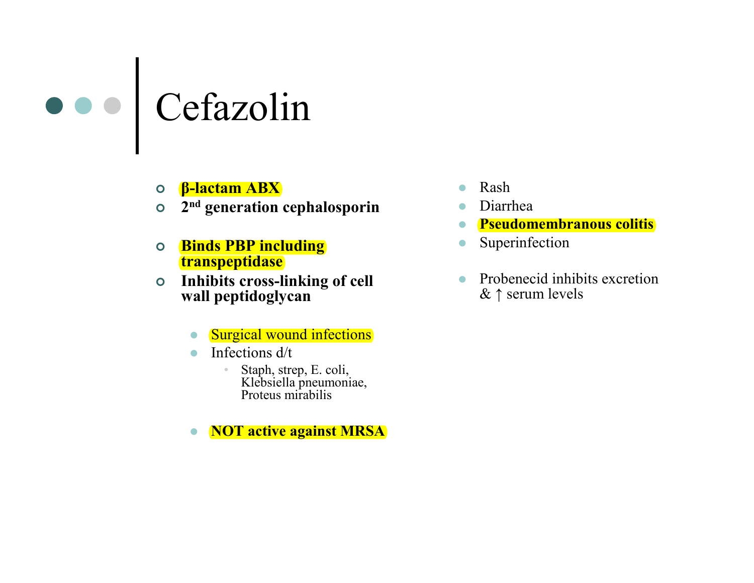# Cefazolin

- **β-lactam ABX**
- **2nd generation cephalosporin**

- **Binds PBP including transpeptidase**
- **Inhibits cross-linking of cell wall peptidoglycan**

  - Surgical wound infections
  - Infections d/t
    - Staph, strep, E. coli, Klebsiella pneumoniae, Proteus mirabilis

  - **NOT active against MRSA**

- Rash
- Diarrhea
- **Pseudomembranous colitis**
- Superinfection

- Probenecid inhibits excretion & ↑ serum levels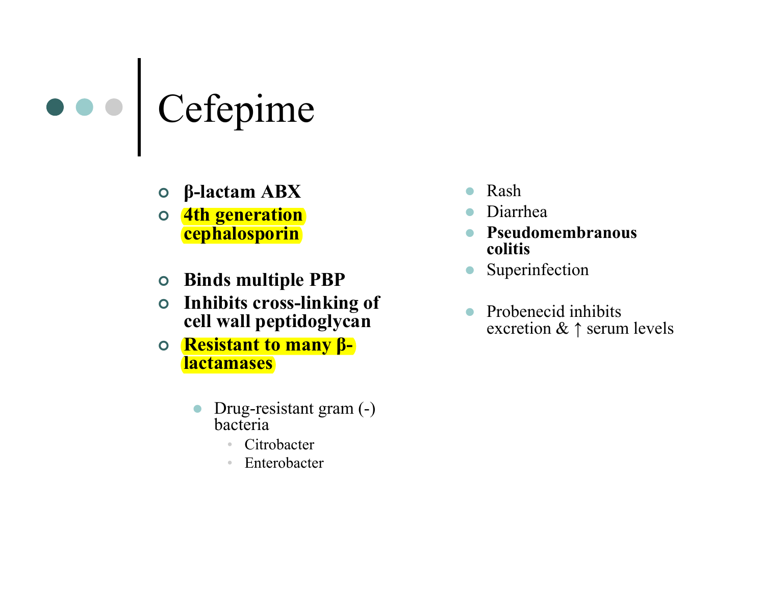# Cefepime

- **β-lactam ABX**
- **4th generation cephalosporin**
- **Binds multiple PBP**
- **Inhibits cross-linking of cell wall peptidoglycan**
- **Resistant to many β-lactamases**
  - Drug-resistant gram (-) bacteria
    - Citrobacter
    - Enterobacter

- Rash
- Diarrhea
- **Pseudomembranous colitis**
- Superinfection
- Probenecid inhibits excretion & ↑ serum levels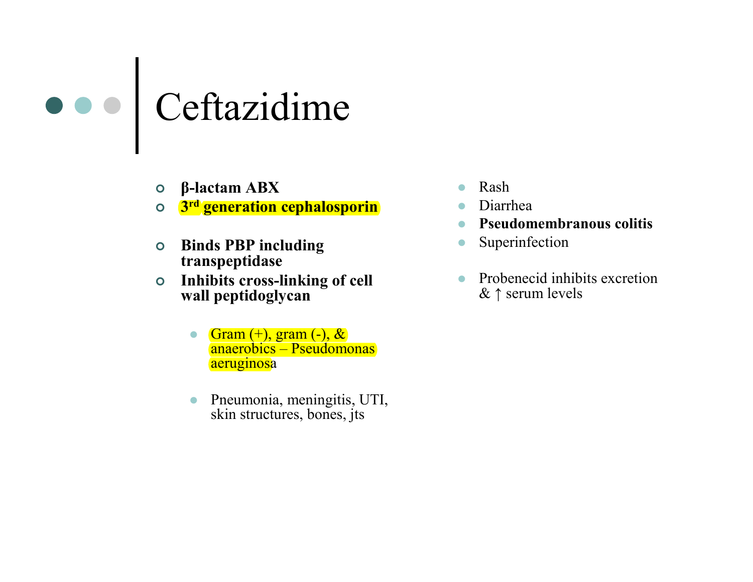# Ceftazidime

- **β-lactam ABX**
- **3rd generation cephalosporin**

- **Binds PBP including transpeptidase**
- **Inhibits cross-linking of cell wall peptidoglycan**

  - Gram (+), gram (-), & anaerobics – Pseudomonas aeruginosa

  - Pneumonia, meningitis, UTI, skin structures, bones, jts

- Rash
- Diarrhea
- **Pseudomembranous colitis**
- Superinfection

- Probenecid inhibits excretion & ↑ serum levels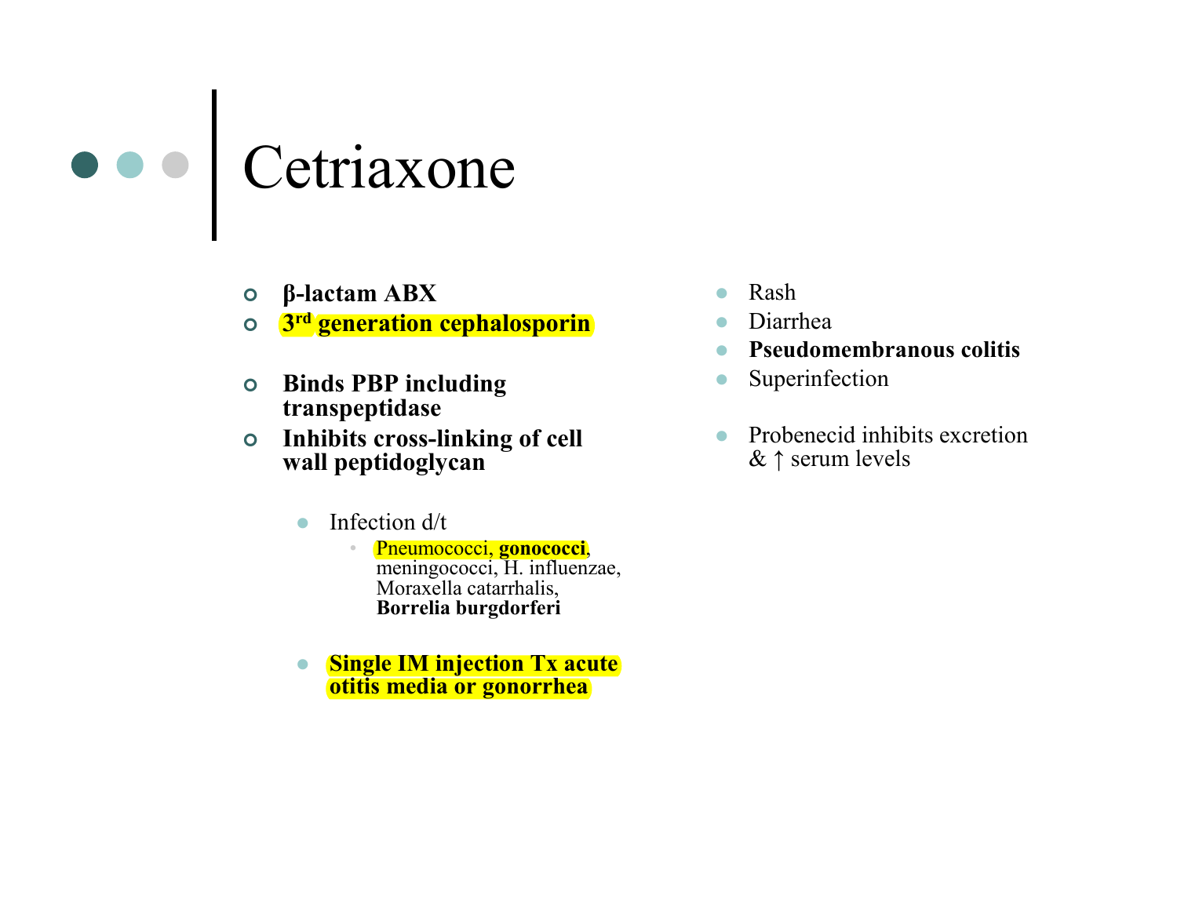# Cetriaxone

- **β-lactam ABX**
- **3rd generation cephalosporin**
- **Binds PBP including transpeptidase**
- **Inhibits cross-linking of cell wall peptidoglycan**
  - Infection d/t
    - Pneumococci, **gonococci**, meningococci, H. influenzae, Moraxella catarrhalis, **Borrelia burgdorferi**
  - **Single IM injection Tx acute otitis media or gonorrhea**

- Rash
- Diarrhea
- **Pseudomembranous colitis**
- Superinfection
- Probenecid inhibits excretion & ↑ serum levels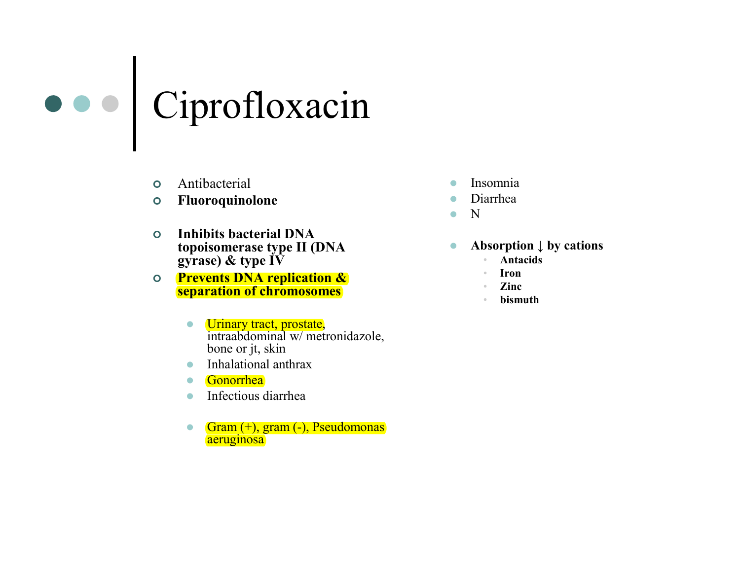# Ciprofloxacin

- Antibacterial
- **Fluoroquinolone**
- **Inhibits bacterial DNA topoisomerase type II (DNA gyrase) & type IV**
- **Prevents DNA replication & separation of chromosomes**
  - Urinary tract, prostate, intraabdominal w/ metronidazole, bone or jt, skin
  - Inhalational anthrax
  - Gonorrhea
  - Infectious diarrhea
  - Gram (+), gram (-), Pseudomonas aeruginosa

- Insomnia
- Diarrhea
- N
- **Absorption ↓ by cations**
  - **Antacids**
  - **Iron**
  - **Zinc**
  - **bismuth**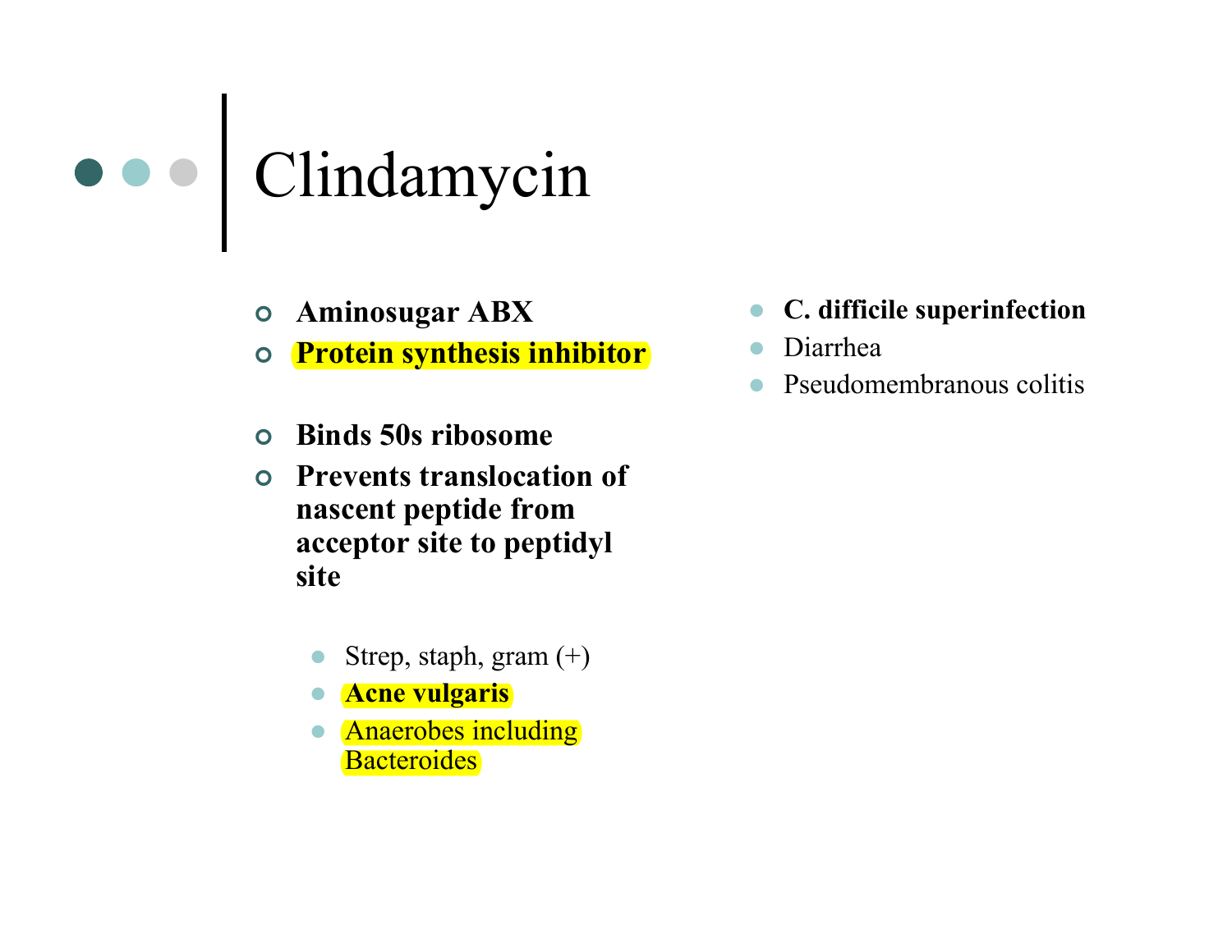# Clindamycin

- **Aminosugar ABX**
- **Protein synthesis inhibitor**

- **Binds 50s ribosome**
- **Prevents translocation of nascent peptide from acceptor site to peptidyl site**

  - Strep, staph, gram (+)
  - **Acne vulgaris**
  - Anaerobes including Bacteroides

- **C. difficile superinfection**
- Diarrhea
- Pseudomembranous colitis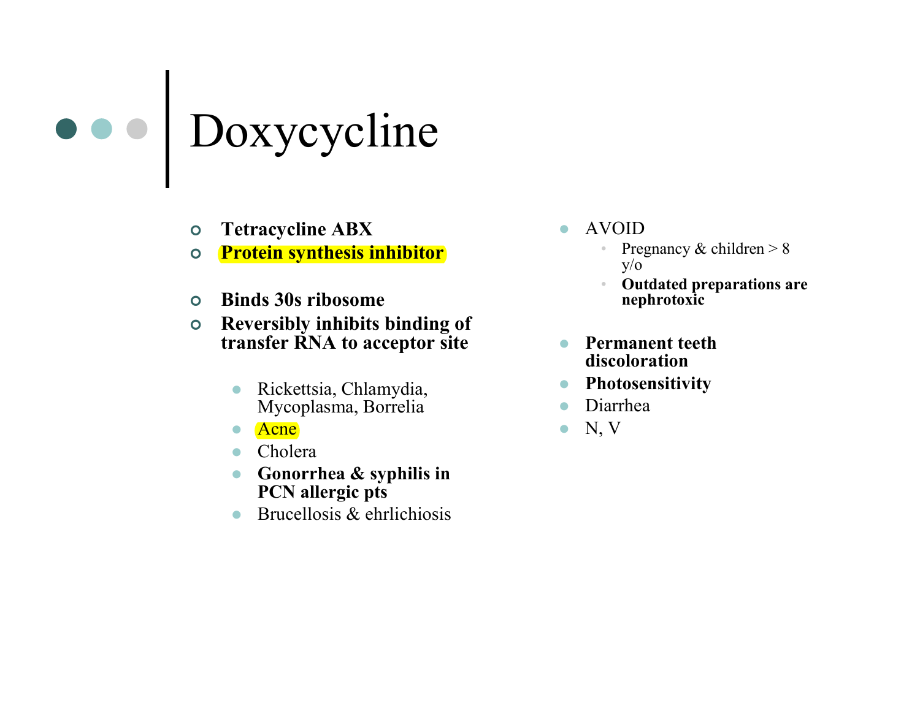# Doxycycline

- **Tetracycline ABX**
- **Protein synthesis inhibitor**
- **Binds 30s ribosome**
- **Reversibly inhibits binding of transfer RNA to acceptor site**
  - Rickettsia, Chlamydia, Mycoplasma, Borrelia
  - Acne
  - Cholera
  - **Gonorrhea & syphilis in PCN allergic pts**
  - Brucellosis & ehrlichiosis

- AVOID
  - Pregnancy & children > 8 y/o
  - **Outdated preparations are nephrotoxic**
- **Permanent teeth discoloration**
- **Photosensitivity**
- Diarrhea
- N, V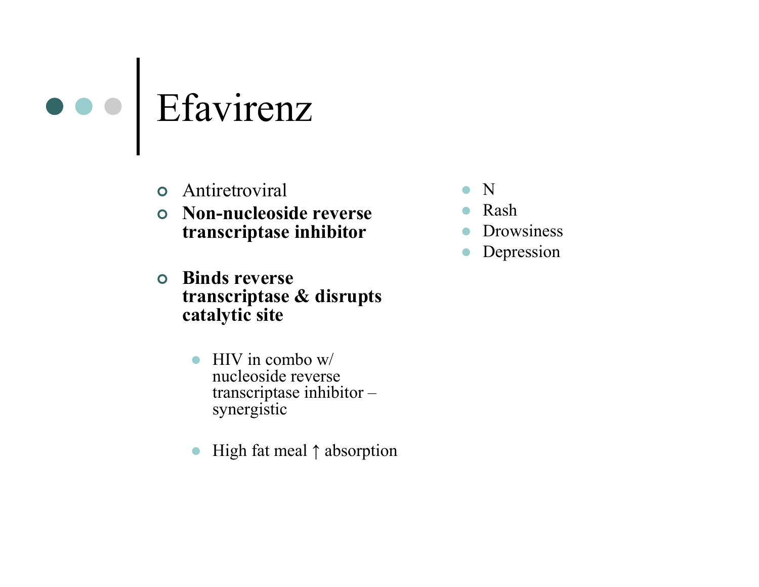# Efavirenz

- Antiretroviral
- **Non-nucleoside reverse transcriptase inhibitor**

- **Binds reverse transcriptase & disrupts catalytic site**

  - HIV in combo w/ nucleoside reverse transcriptase inhibitor – synergistic

  - High fat meal ↑ absorption

- N
- Rash
- Drowsiness
- Depression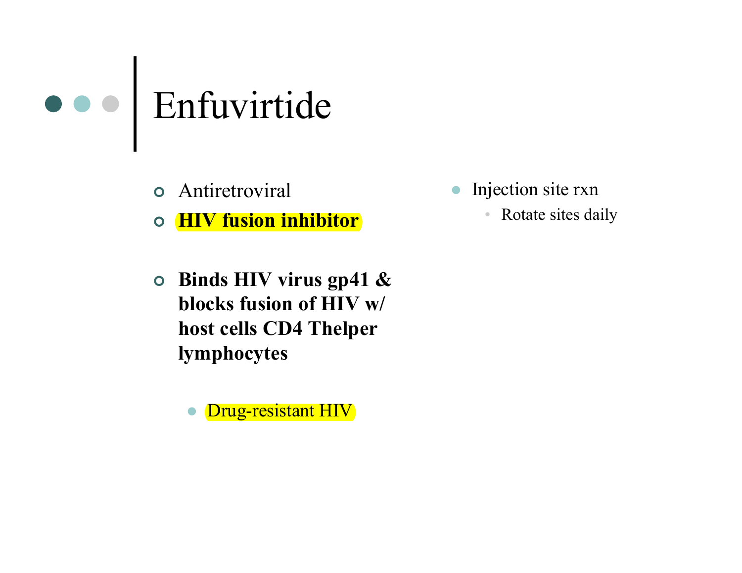# Enfuvirtide

- Antiretroviral
- **HIV fusion inhibitor**

- **Binds HIV virus gp41 & blocks fusion of HIV w/ host cells CD4 Thelper lymphocytes**
  - Drug-resistant HIV

- Injection site rxn
  - Rotate sites daily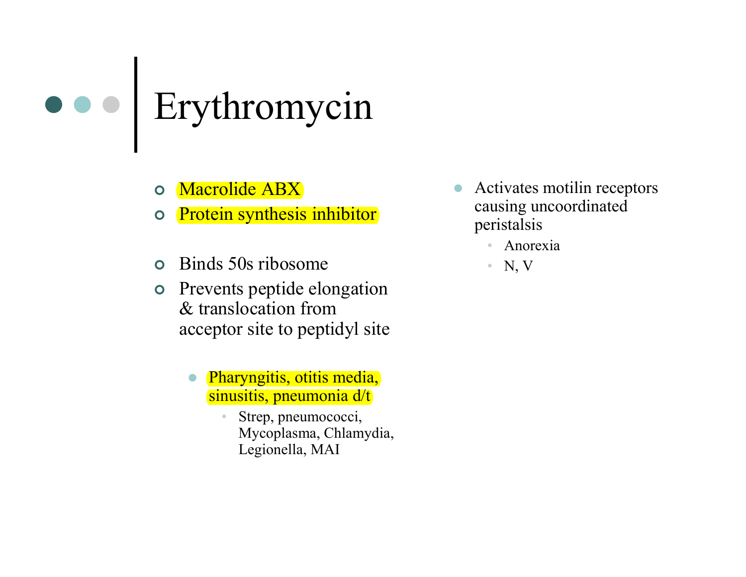# Erythromycin

- Macrolide ABX
- Protein synthesis inhibitor

- Binds 50s ribosome
- Prevents peptide elongation & translocation from acceptor site to peptidyl site

  - Pharyngitis, otitis media, sinusitis, pneumonia d/t
    - Strep, pneumococci, Mycoplasma, Chlamydia, Legionella, MAI

- Activates motilin receptors causing uncoordinated peristalsis
  - Anorexia
  - N, V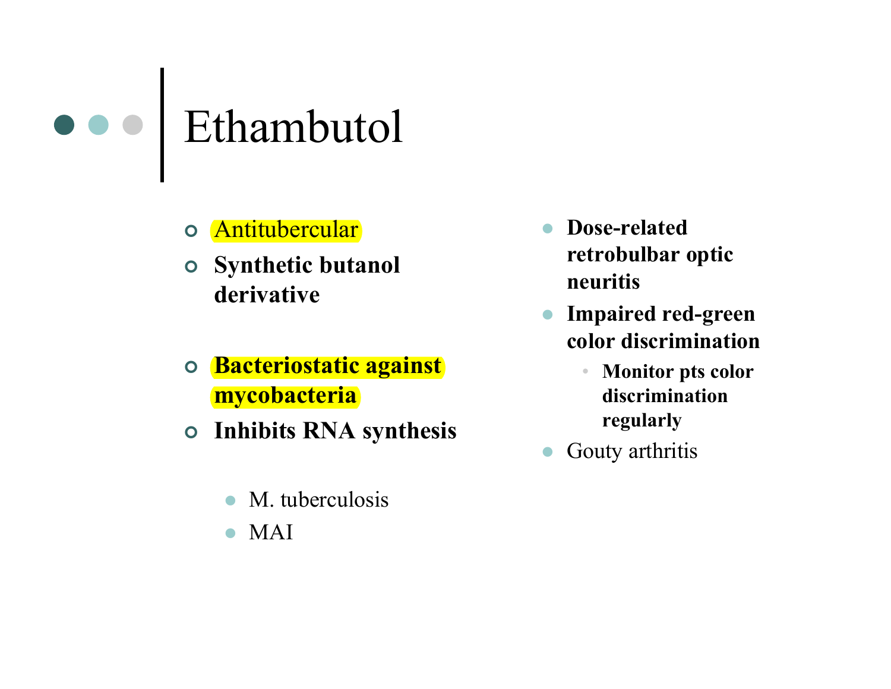# Ethambutol

- Antitubercular
- **Synthetic butanol derivative**
- **Bacteriostatic against mycobacteria**
- **Inhibits RNA synthesis**
  - M. tuberculosis
  - MAI

- **Dose-related retrobulbar optic neuritis**
- **Impaired red-green color discrimination**
  - **Monitor pts color discrimination regularly**
- Gouty arthritis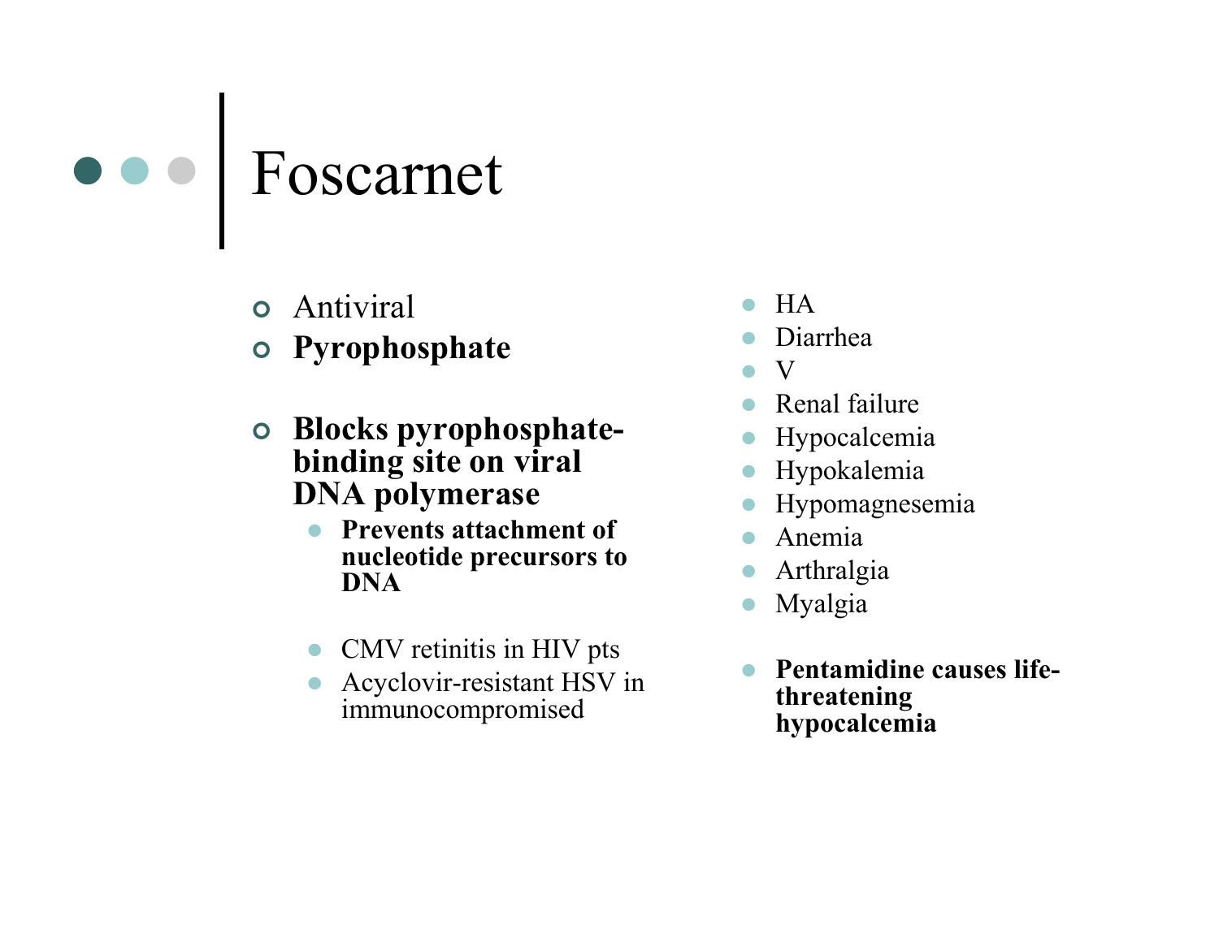# Foscarnet

- Antiviral
- **Pyrophosphate**

- **Blocks pyrophosphate-binding site on viral DNA polymerase**
  - **Prevents attachment of nucleotide precursors to DNA**

  - CMV retinitis in HIV pts
  - Acyclovir-resistant HSV in immunocompromised

- HA
- Diarrhea
- V
- Renal failure
- Hypocalcemia
- Hypokalemia
- Hypomagnesemia
- Anemia
- Arthralgia
- Myalgia

- **Pentamidine causes life-threatening hypocalcemia**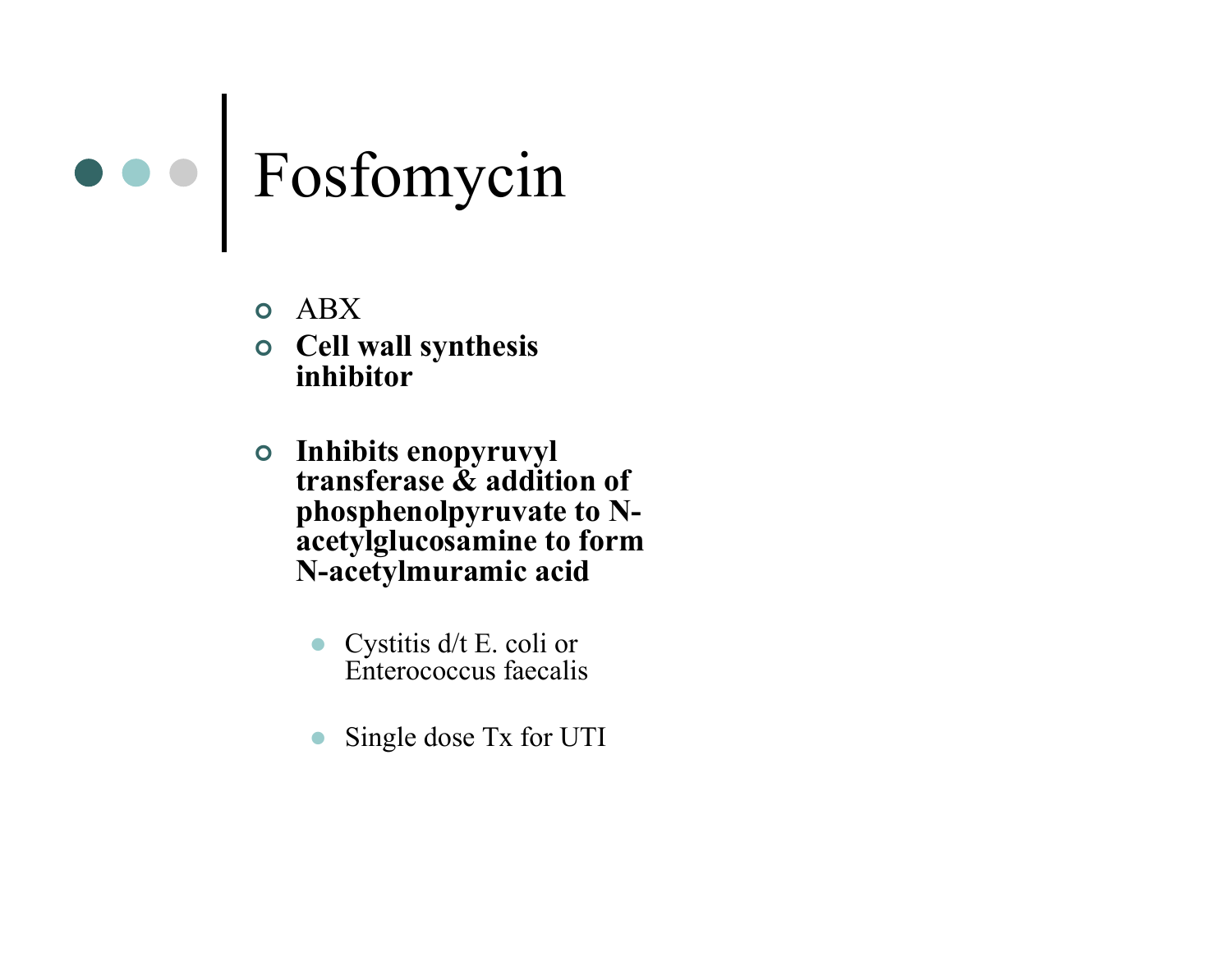# Fosfomycin

- ABX
- **Cell wall synthesis inhibitor**
- **Inhibits enopyruvyl transferase & addition of phosphenolpyruvate to N-acetylglucosamine to form N-acetylmuramic acid**
  - Cystitis d/t E. coli or Enterococcus faecalis
  - Single dose Tx for UTI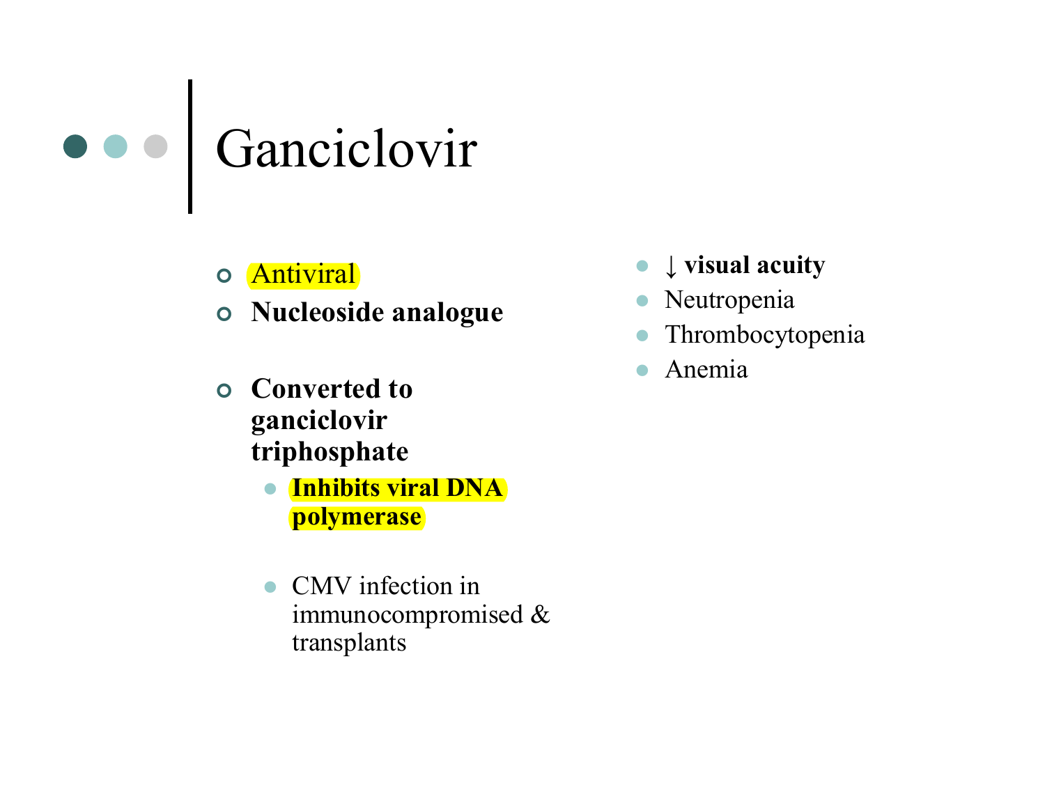# Ganciclovir

- Antiviral
- **Nucleoside analogue**
- **Converted to ganciclovir triphosphate**
  - **Inhibits viral DNA polymerase**
  - CMV infection in immunocompromised & transplants

- ↓ **visual acuity**
- Neutropenia
- Thrombocytopenia
- Anemia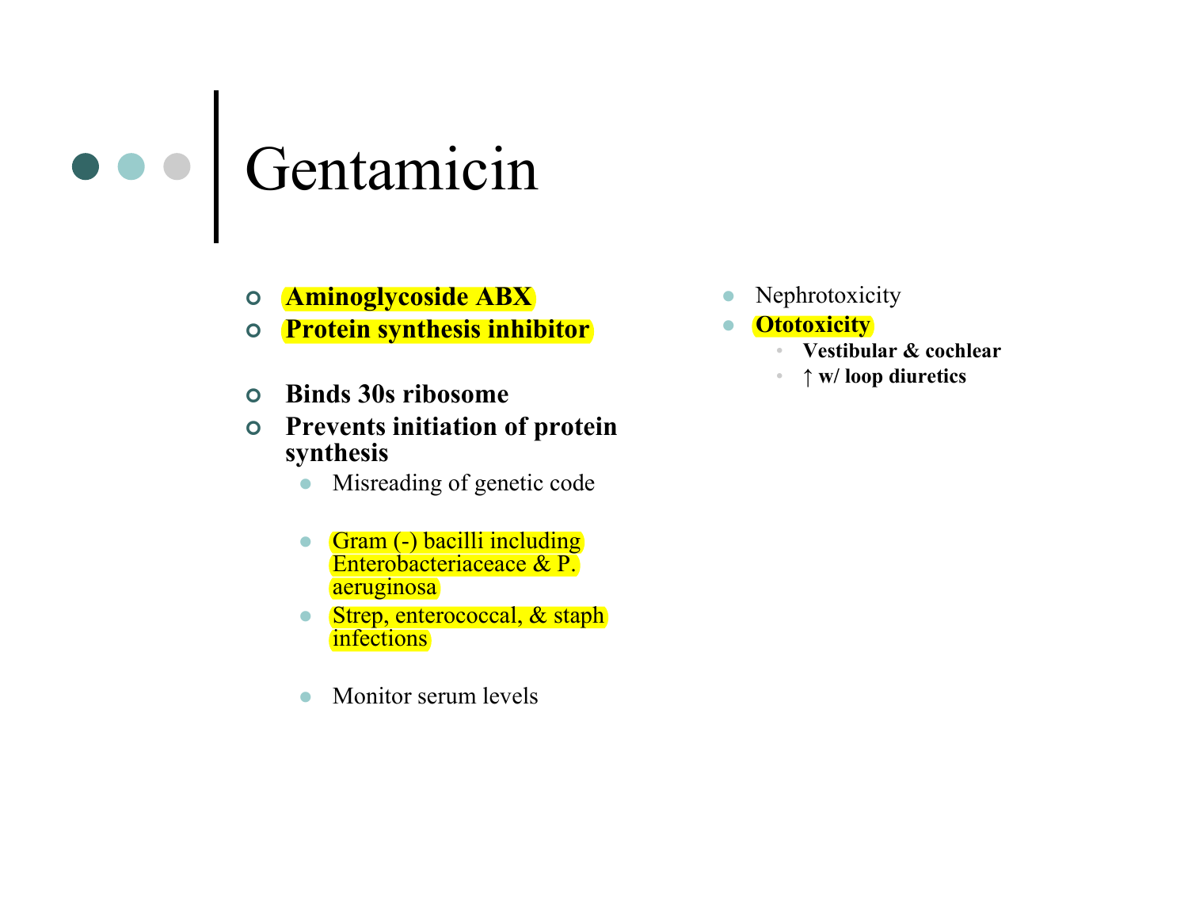# Gentamicin

- **Aminoglycoside ABX**
- **Protein synthesis inhibitor**

- **Binds 30s ribosome**
- **Prevents initiation of protein synthesis**
  - Misreading of genetic code

  - Gram (-) bacilli including Enterobacteriaceace & P. aeruginosa
  - Strep, enterococcal, & staph infections

  - Monitor serum levels

- Nephrotoxicity
- **Ototoxicity**
  - **Vestibular & cochlear**
  - **↑ w/ loop diuretics**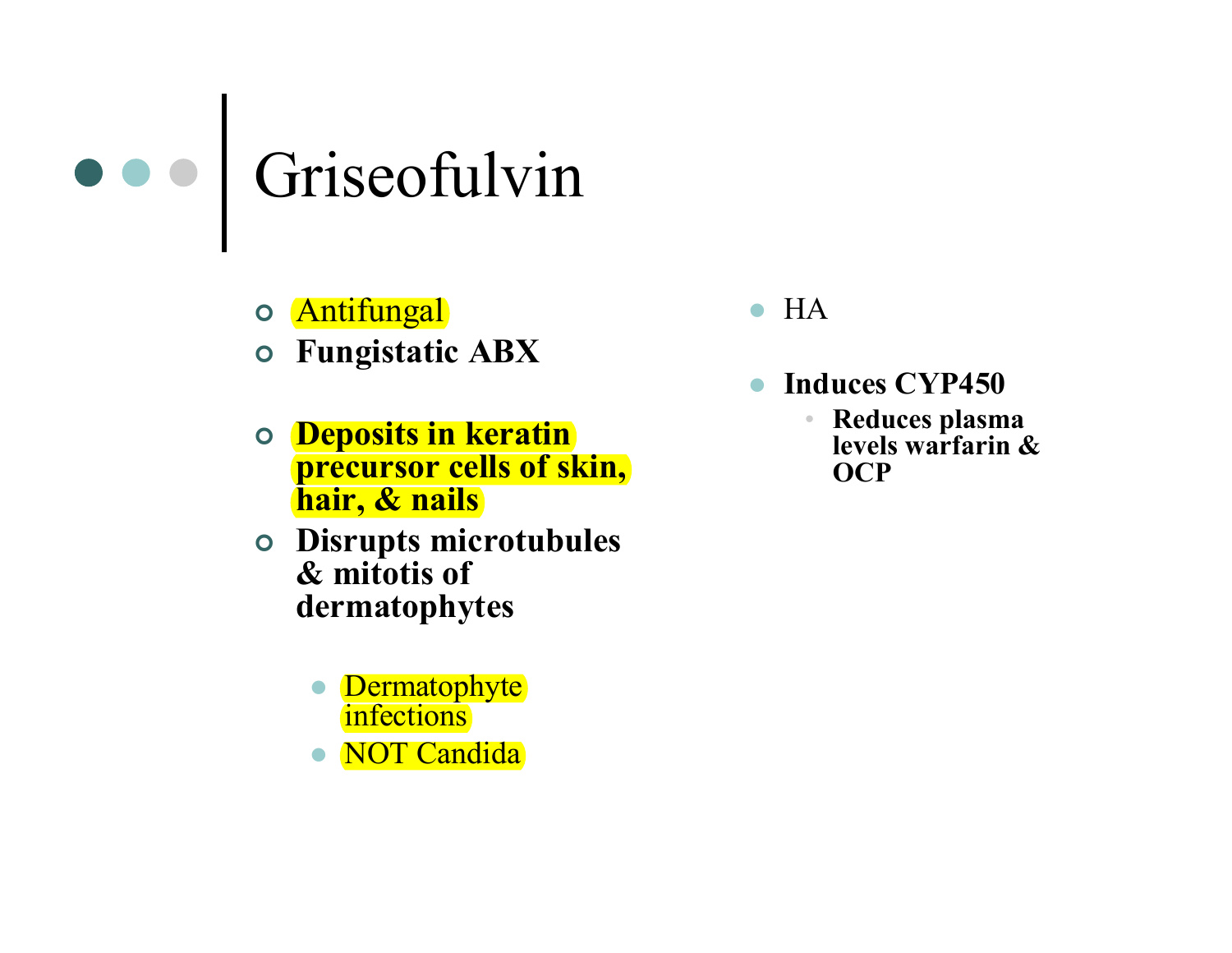# Griseofulvin

- Antifungal
- **Fungistatic ABX**
- **Deposits in keratin precursor cells of skin, hair, & nails**
- **Disrupts microtubules & mitotis of dermatophytes**
  - Dermatophyte infections
  - NOT Candida

- HA
- **Induces CYP450**
  - **Reduces plasma levels warfarin & OCP**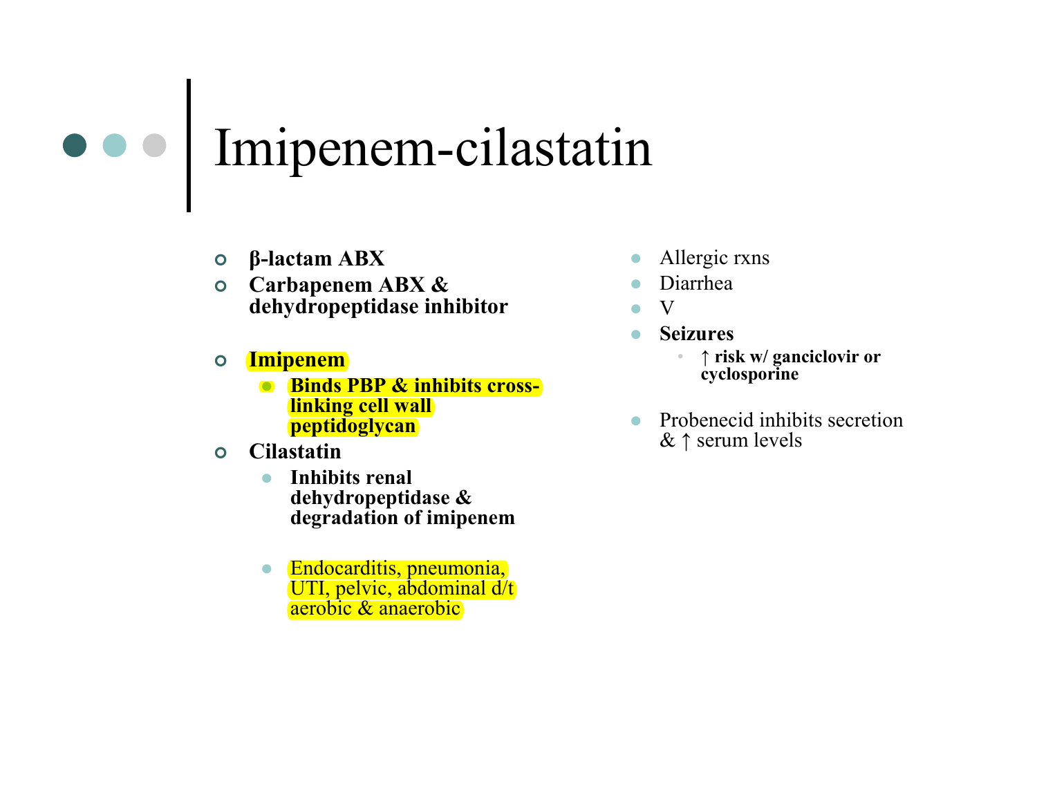# Imipenem-cilastatin

- **β-lactam ABX**
- **Carbapenem ABX & dehydropeptidase inhibitor**

- **Imipenem**
  - **Binds PBP & inhibits cross-linking cell wall peptidoglycan**
- **Cilastatin**
  - **Inhibits renal dehydropeptidase & degradation of imipenem**

  - Endocarditis, pneumonia, UTI, pelvic, abdominal d/t aerobic & anaerobic

- Allergic rxns
- Diarrhea
- V
- **Seizures**
  - **↑ risk w/ ganciclovir or cyclosporine**

- Probenecid inhibits secretion & ↑ serum levels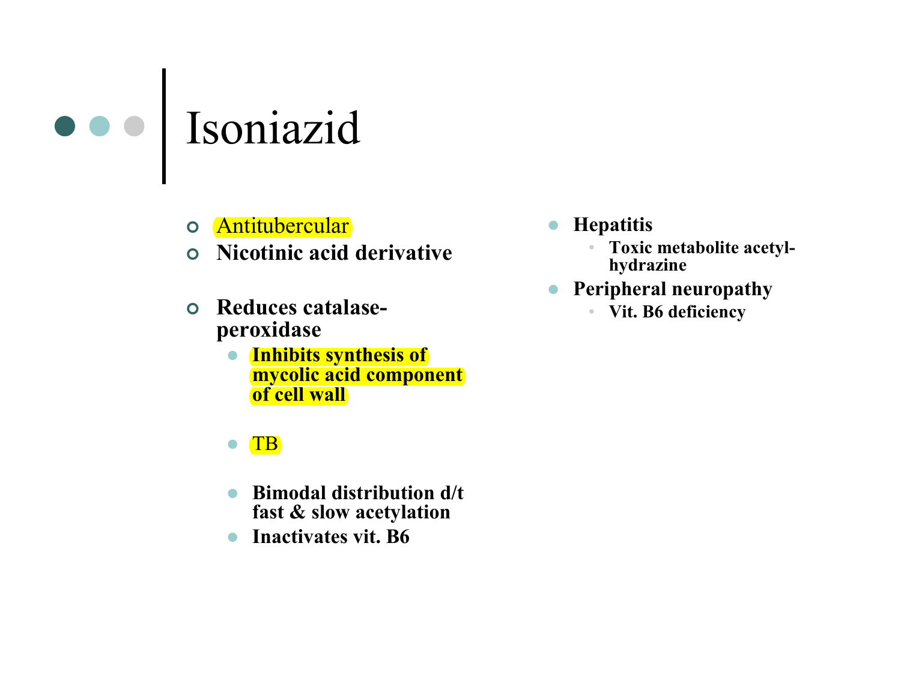# Isoniazid

- Antitubercular
- **Nicotinic acid derivative**
- **Reduces catalase-peroxidase**
  - **Inhibits synthesis of mycolic acid component of cell wall**
  - TB
  - **Bimodal distribution d/t fast & slow acetylation**
  - **Inactivates vit. B6**

- **Hepatitis**
  - **Toxic metabolite acetyl-hydrazine**
- **Peripheral neuropathy**
  - **Vit. B6 deficiency**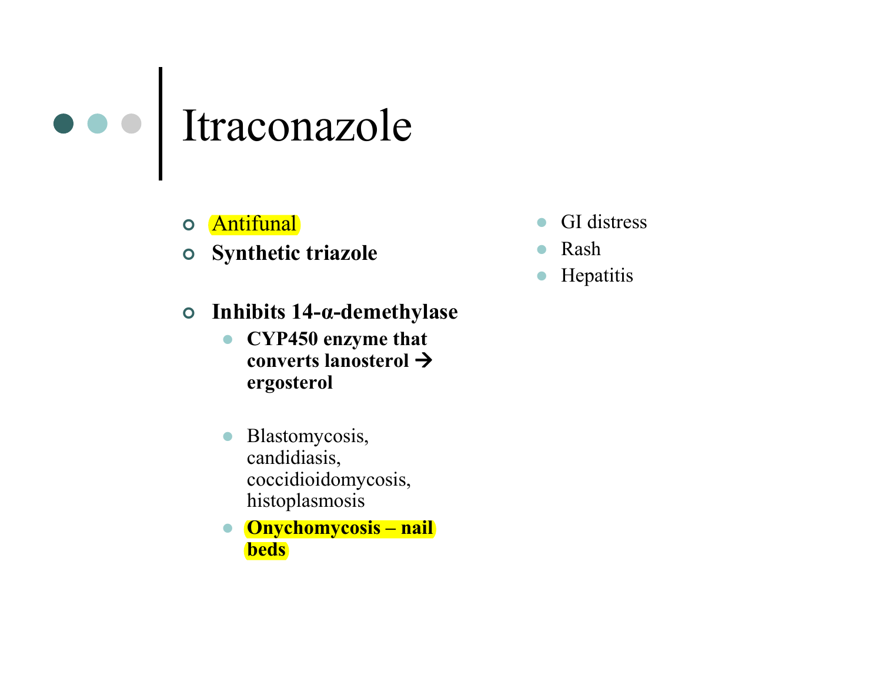# Itraconazole

- Antifunal
- **Synthetic triazole**
- **Inhibits 14-α-demethylase**
  - **CYP450 enzyme that converts lanosterol → ergosterol**
  - Blastomycosis, candidiasis, coccidioidomycosis, histoplasmosis
  - **Onychomycosis – nail beds**

- GI distress
- Rash
- Hepatitis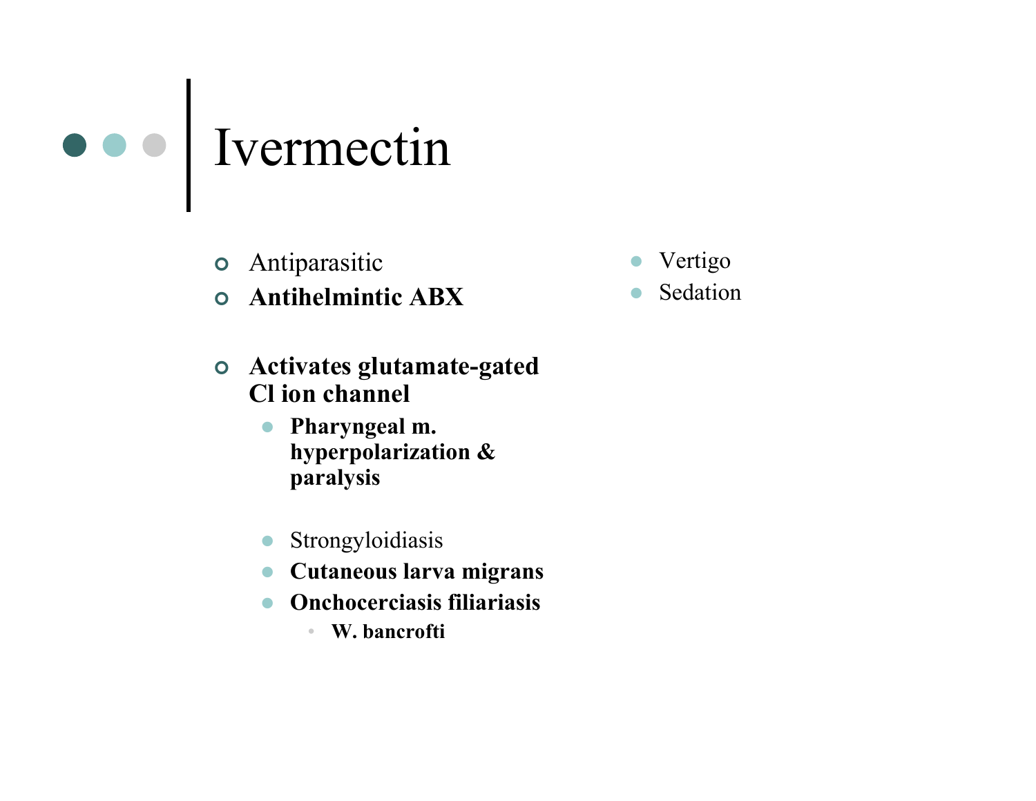# Ivermectin

- Antiparasitic
- **Antihelmintic ABX**

- **Activates glutamate-gated Cl ion channel**
  - **Pharyngeal m. hyperpolarization & paralysis**

  - Strongyloidiasis
  - **Cutaneous larva migrans**
  - **Onchocerciasis filiariasis**
    - **W. bancrofti**

- Vertigo
- Sedation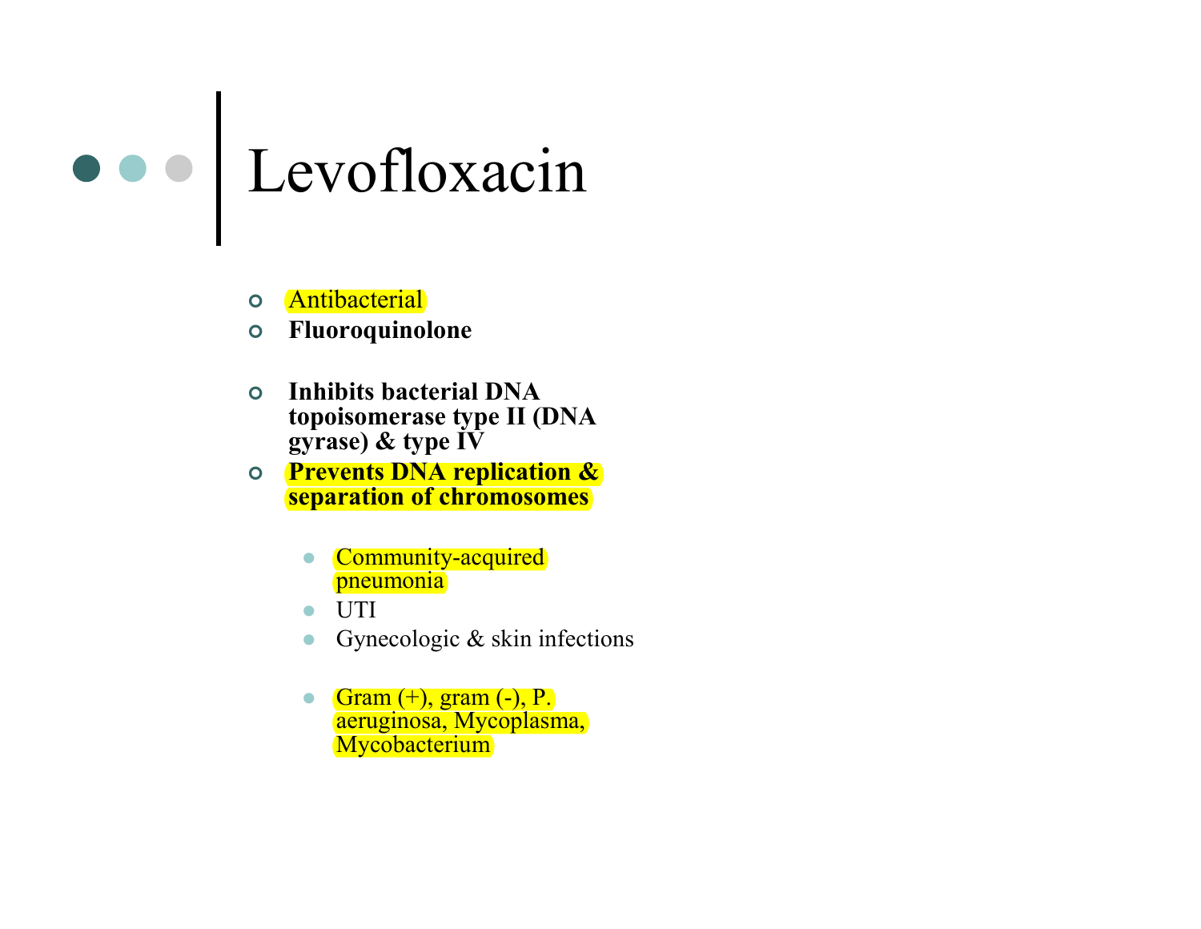# Levofloxacin

- Antibacterial
- **Fluoroquinolone**

- **Inhibits bacterial DNA topoisomerase type II (DNA gyrase) & type IV**
- **Prevents DNA replication & separation of chromosomes**

  - Community-acquired pneumonia
  - UTI
  - Gynecologic & skin infections

  - Gram (+), gram (-), P. aeruginosa, Mycoplasma, Mycobacterium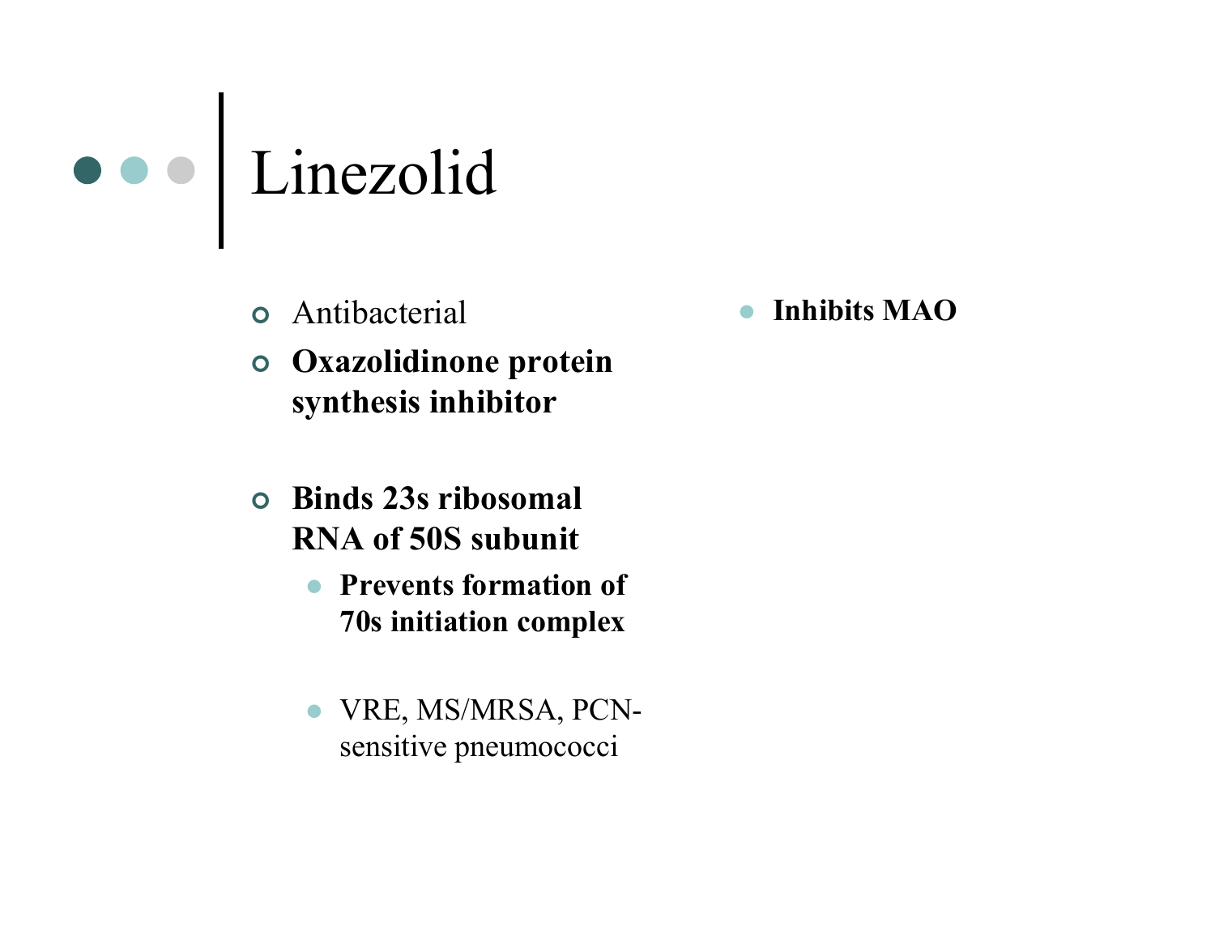# Linezolid

- Antibacterial
- **Oxazolidinone protein synthesis inhibitor**
- **Binds 23s ribosomal RNA of 50S subunit**
  - **Prevents formation of 70s initiation complex**
  - VRE, MS/MRSA, PCN-sensitive pneumococci

- **Inhibits MAO**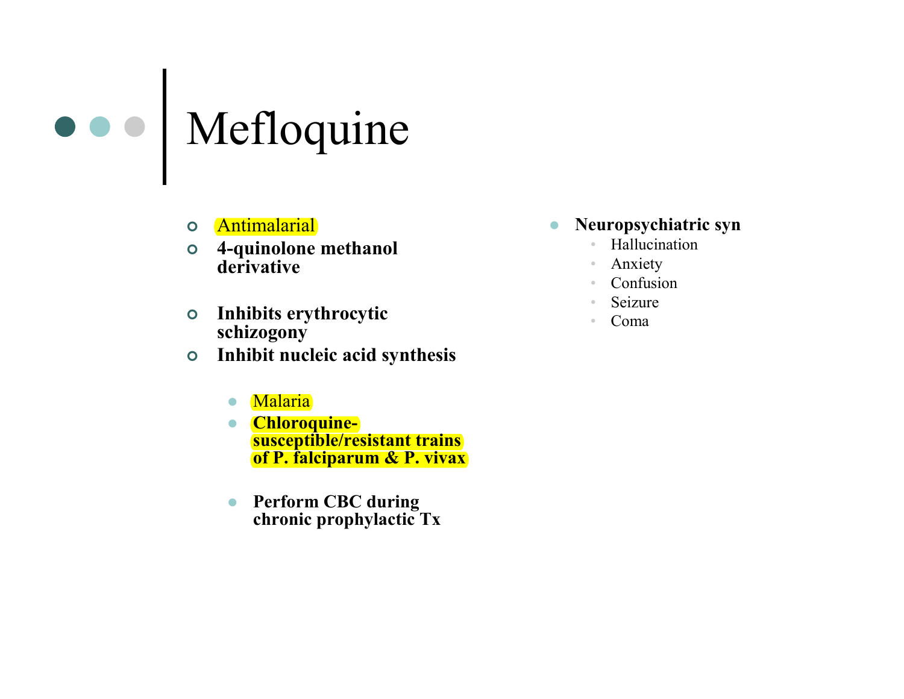# Mefloquine

- Antimalarial
- **4-quinolone methanol derivative**
- **Inhibits erythrocytic schizogony**
- **Inhibit nucleic acid synthesis**
  - Malaria
  - **Chloroquine-susceptible/resistant trains of P. falciparum & P. vivax**
  - **Perform CBC during chronic prophylactic Tx**

- **Neuropsychiatric syn**
  - Hallucination
  - Anxiety
  - Confusion
  - Seizure
  - Coma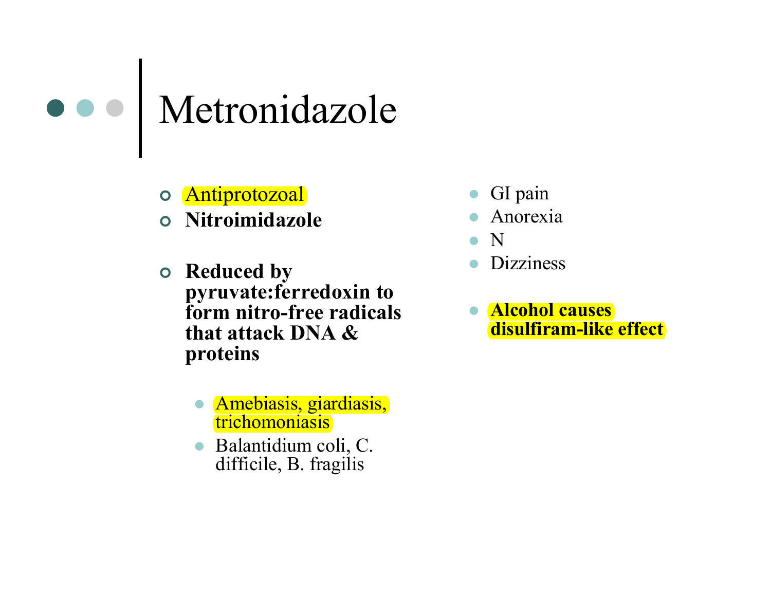# Metronidazole

- Antiprotozoal
- **Nitroimidazole**
- **Reduced by pyruvate:ferredoxin to form nitro-free radicals that attack DNA & proteins**
  - Amebiasis, giardiasis, trichomoniasis
  - Balantidium coli, C. difficile, B. fragilis

- GI pain
- Anorexia
- N
- Dizziness

- **Alcohol causes disulfiram-like effect**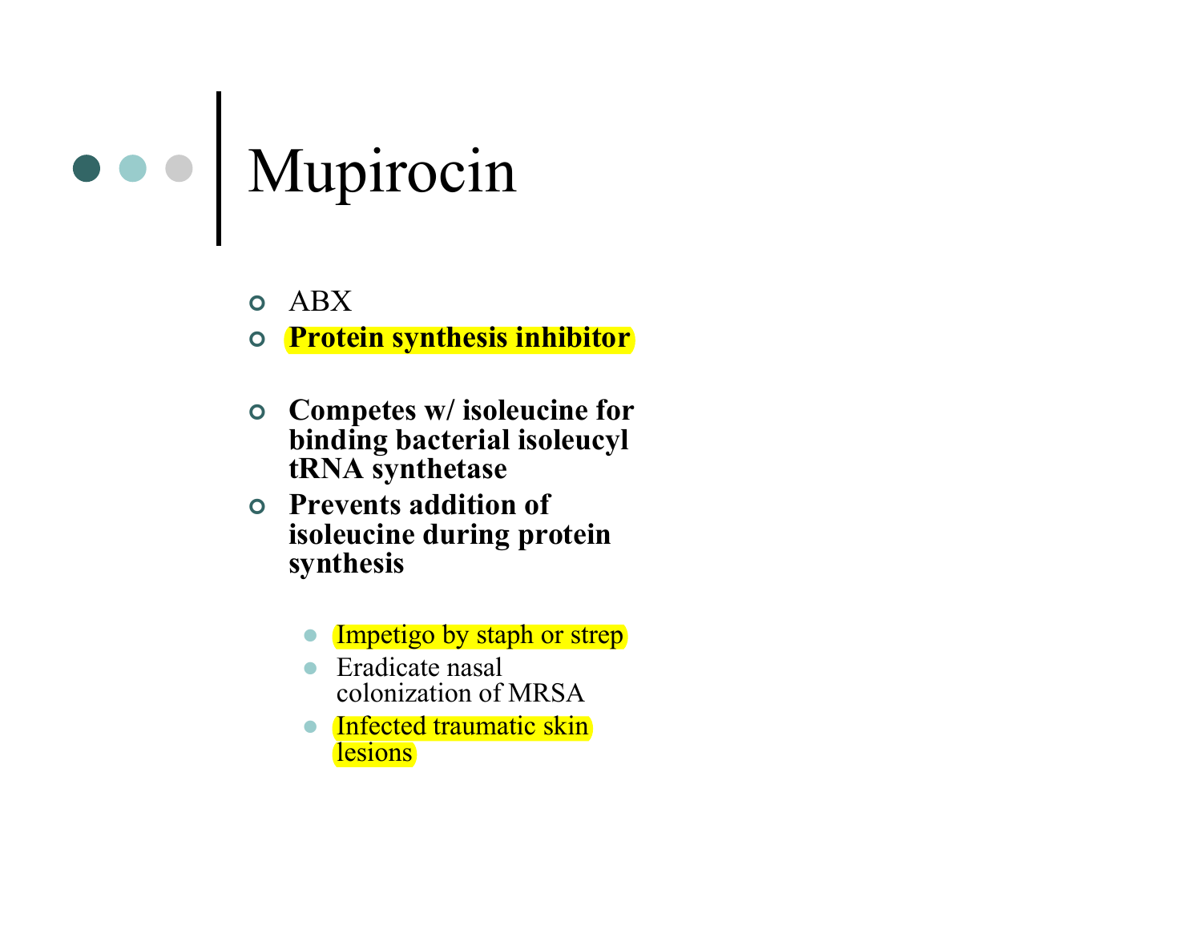# Mupirocin

- ABX
- **Protein synthesis inhibitor**

- **Competes w/ isoleucine for binding bacterial isoleucyl tRNA synthetase**
- **Prevents addition of isoleucine during protein synthesis**

  - Impetigo by staph or strep
  - Eradicate nasal colonization of MRSA
  - Infected traumatic skin lesions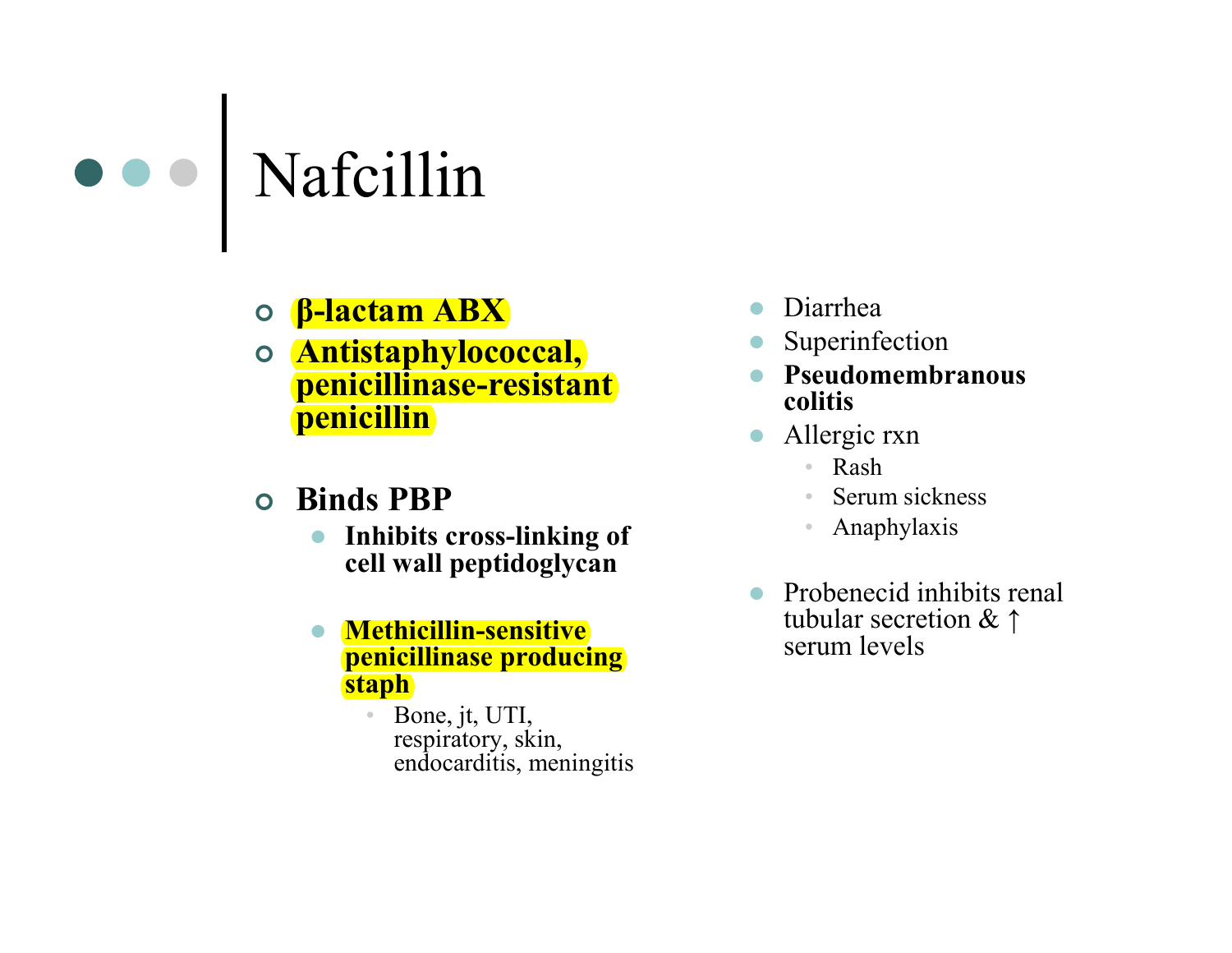# Nafcillin

- **β-lactam ABX**
- **Antistaphylococcal, penicillinase-resistant penicillin**

- **Binds PBP**
  - **Inhibits cross-linking of cell wall peptidoglycan**
  - **Methicillin-sensitive penicillinase producing staph**
    - Bone, jt, UTI, respiratory, skin, endocarditis, meningitis

- Diarrhea
- Superinfection
- **Pseudomembranous colitis**
- Allergic rxn
  - Rash
  - Serum sickness
  - Anaphylaxis

- Probenecid inhibits renal tubular secretion & ↑ serum levels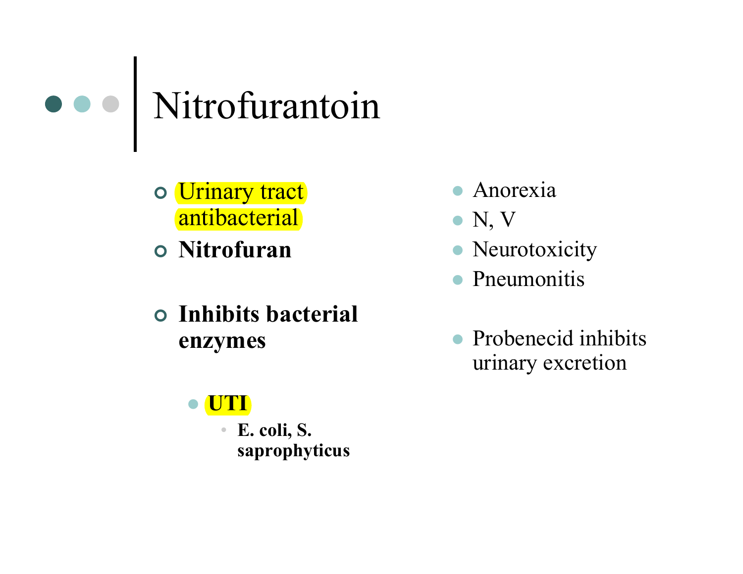# Nitrofurantoin

- Urinary tract antibacterial
- **Nitrofuran**
- **Inhibits bacterial enzymes**
  - **UTI**
    - **E. coli, S. saprophyticus**

- Anorexia
- N, V
- Neurotoxicity
- Pneumonitis
- Probenecid inhibits urinary excretion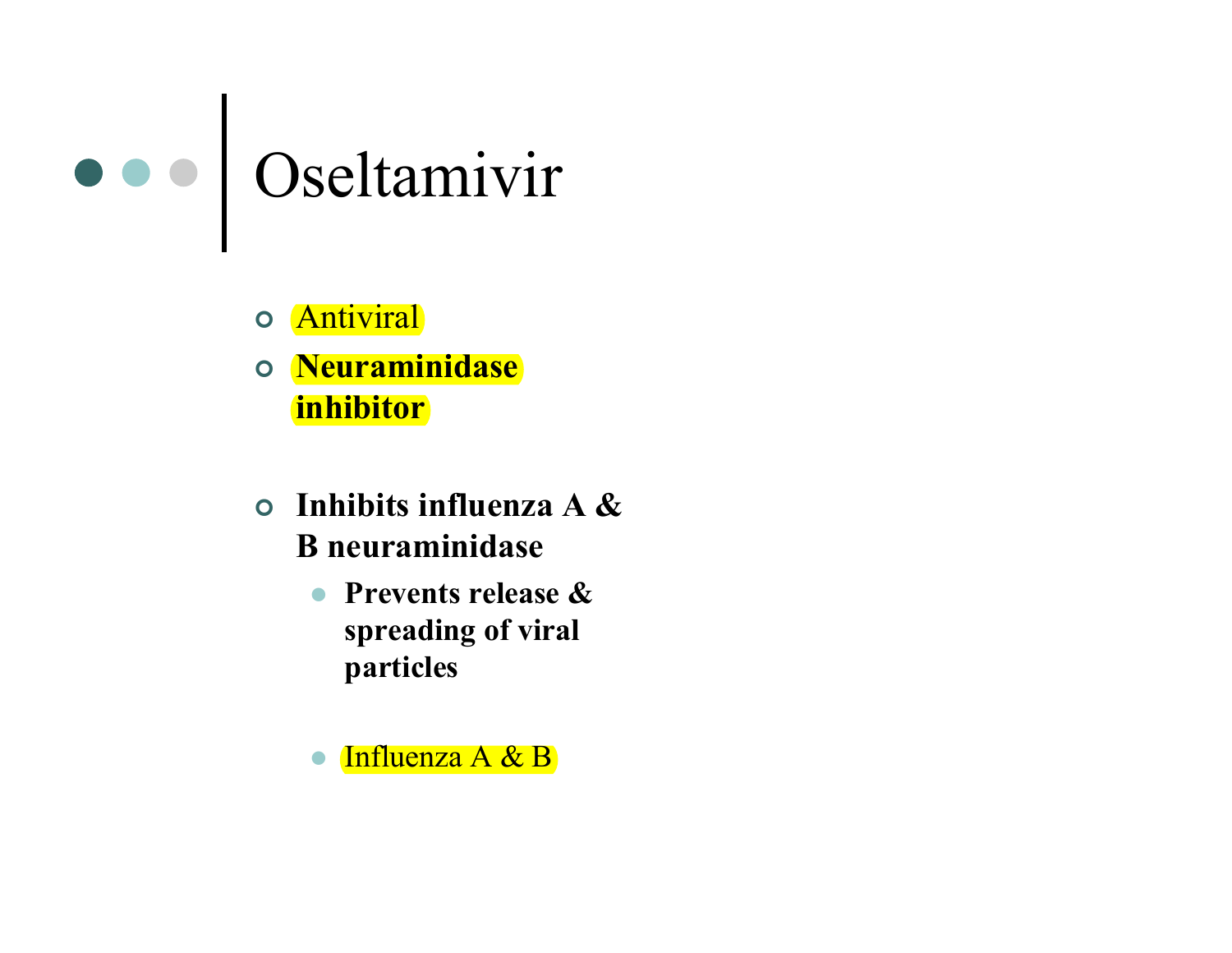# Oseltamivir

- Antiviral
- **Neuraminidase inhibitor**

- **Inhibits influenza A & B neuraminidase**
  - **Prevents release & spreading of viral particles**
  - Influenza A & B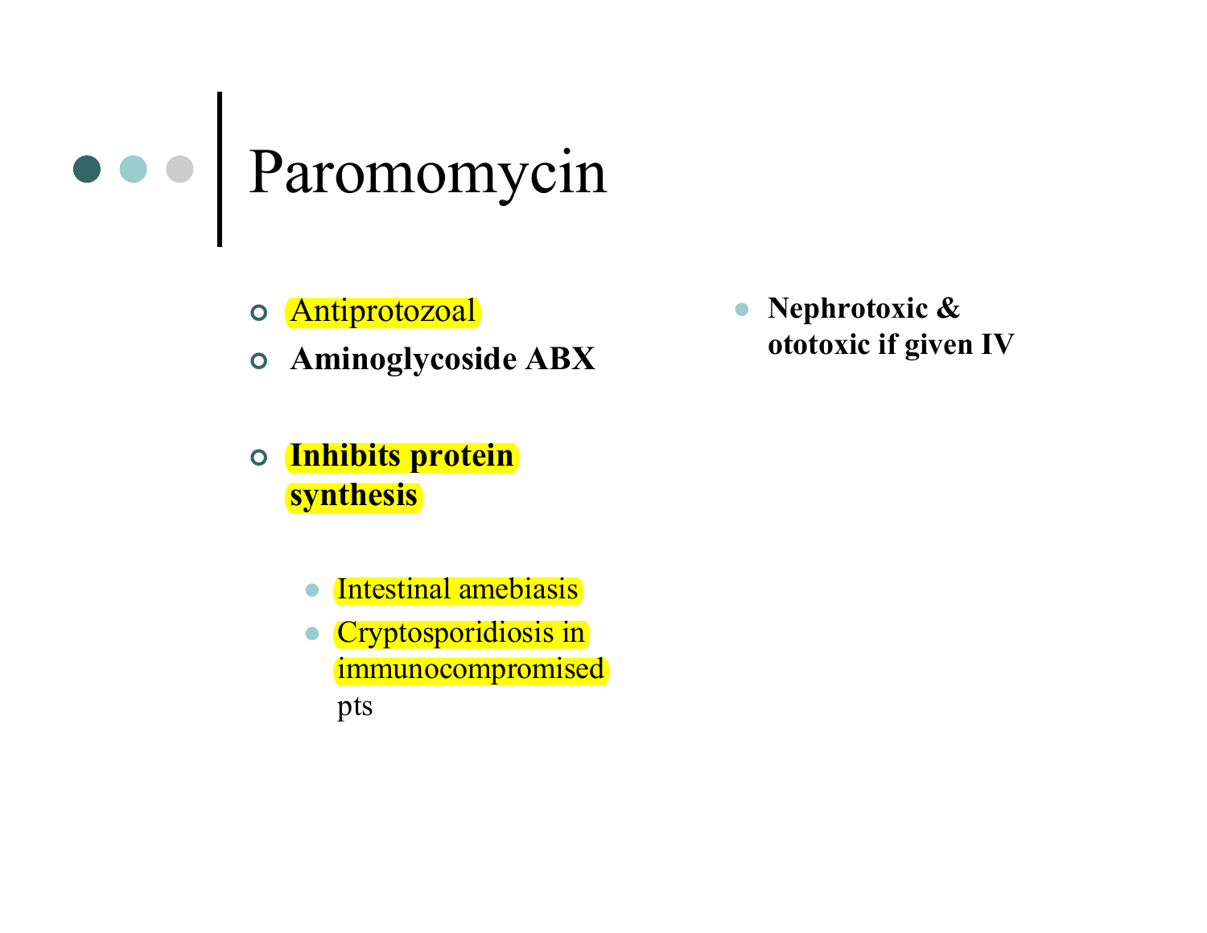# Paromomycin

- Antiprotozoal
- **Aminoglycoside ABX**
- **Inhibits protein synthesis**
  - Intestinal amebiasis
  - Cryptosporidiosis in immunocompromised pts

- **Nephrotoxic & ototoxic if given IV**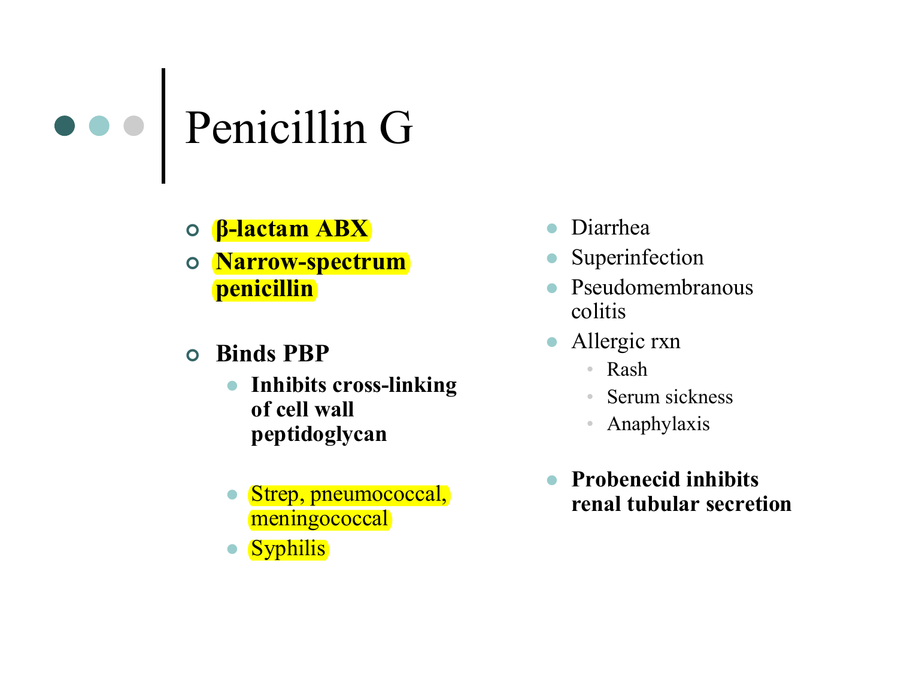# Penicillin G

- **β-lactam ABX**
- **Narrow-spectrum penicillin**

- **Binds PBP**
  - **Inhibits cross-linking of cell wall peptidoglycan**

  - Strep, pneumococcal, meningococcal
  - Syphilis

- Diarrhea
- Superinfection
- Pseudomembranous colitis
- Allergic rxn
  - Rash
  - Serum sickness
  - Anaphylaxis

- **Probenecid inhibits renal tubular secretion**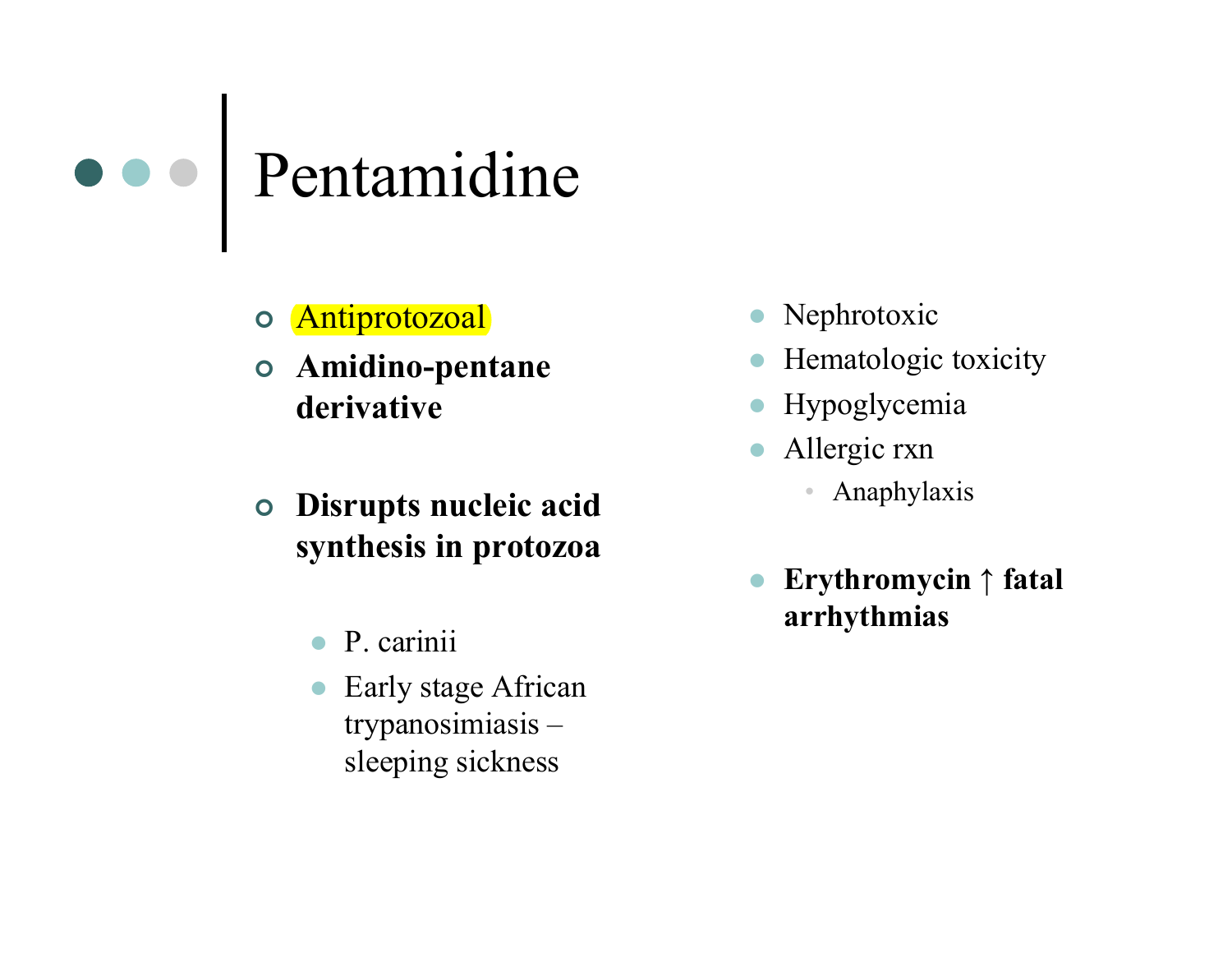# Pentamidine

- Antiprotozoal
- **Amidino-pentane derivative**
- **Disrupts nucleic acid synthesis in protozoa**
  - P. carinii
  - Early stage African trypanosimiasis – sleeping sickness

- Nephrotoxic
- Hematologic toxicity
- Hypoglycemia
- Allergic rxn
  - Anaphylaxis
- **Erythromycin ↑ fatal arrhythmias**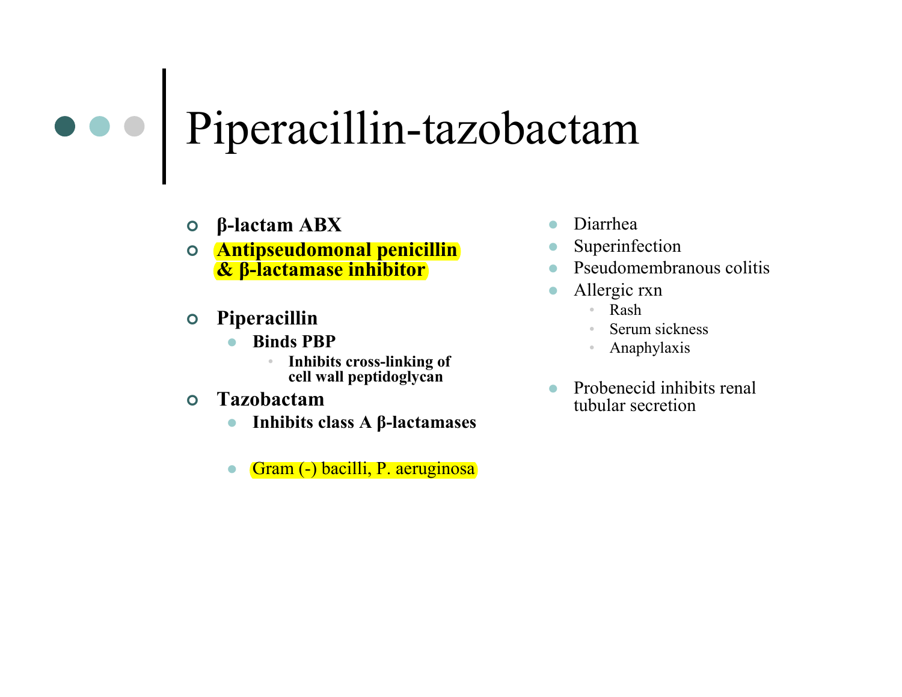# Piperacillin-tazobactam

- **β-lactam ABX**
- **Antipseudomonal penicillin & β-lactamase inhibitor**

- **Piperacillin**
  - **Binds PBP**
    - **Inhibits cross-linking of cell wall peptidoglycan**
- **Tazobactam**
  - **Inhibits class A β-lactamases**

  - Gram (-) bacilli, P. aeruginosa

- Diarrhea
- Superinfection
- Pseudomembranous colitis
- Allergic rxn
  - Rash
  - Serum sickness
  - Anaphylaxis

- Probenecid inhibits renal tubular secretion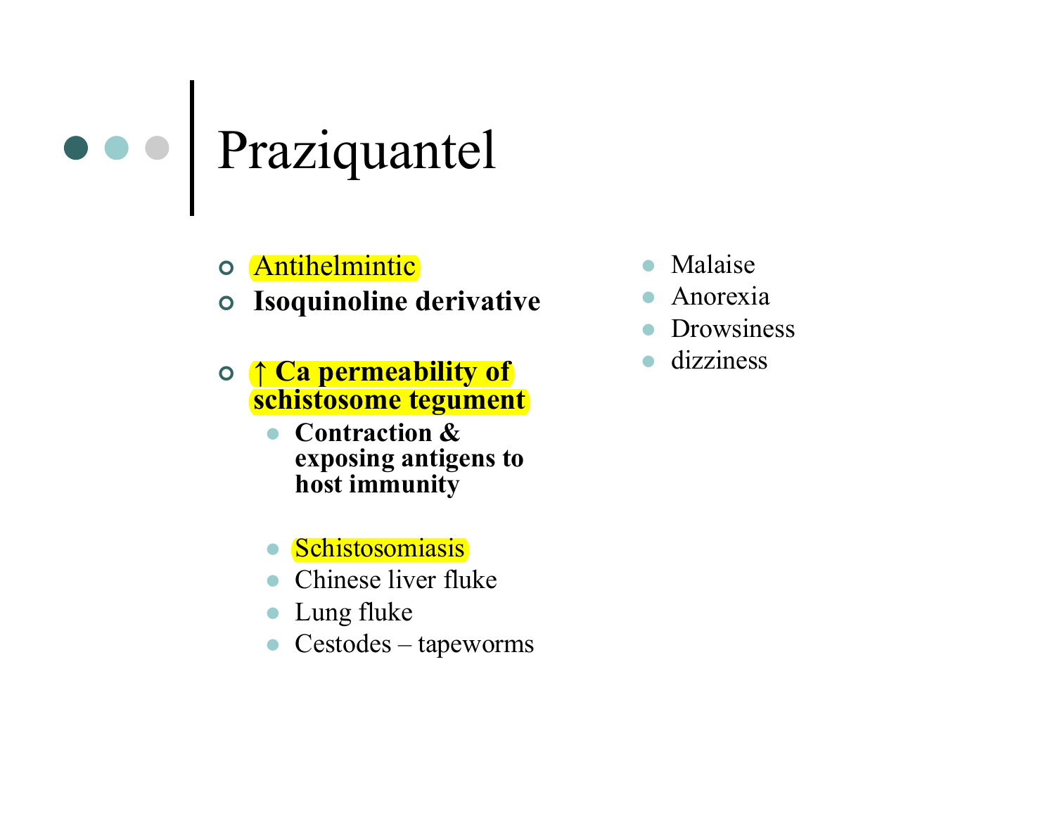# Praziquantel

- Antihelmintic
- **Isoquinoline derivative**
- **↑ Ca permeability of schistosome tegument**
  - **Contraction & exposing antigens to host immunity**
  - Schistosomiasis
  - Chinese liver fluke
  - Lung fluke
  - Cestodes – tapeworms

- Malaise
- Anorexia
- Drowsiness
- dizziness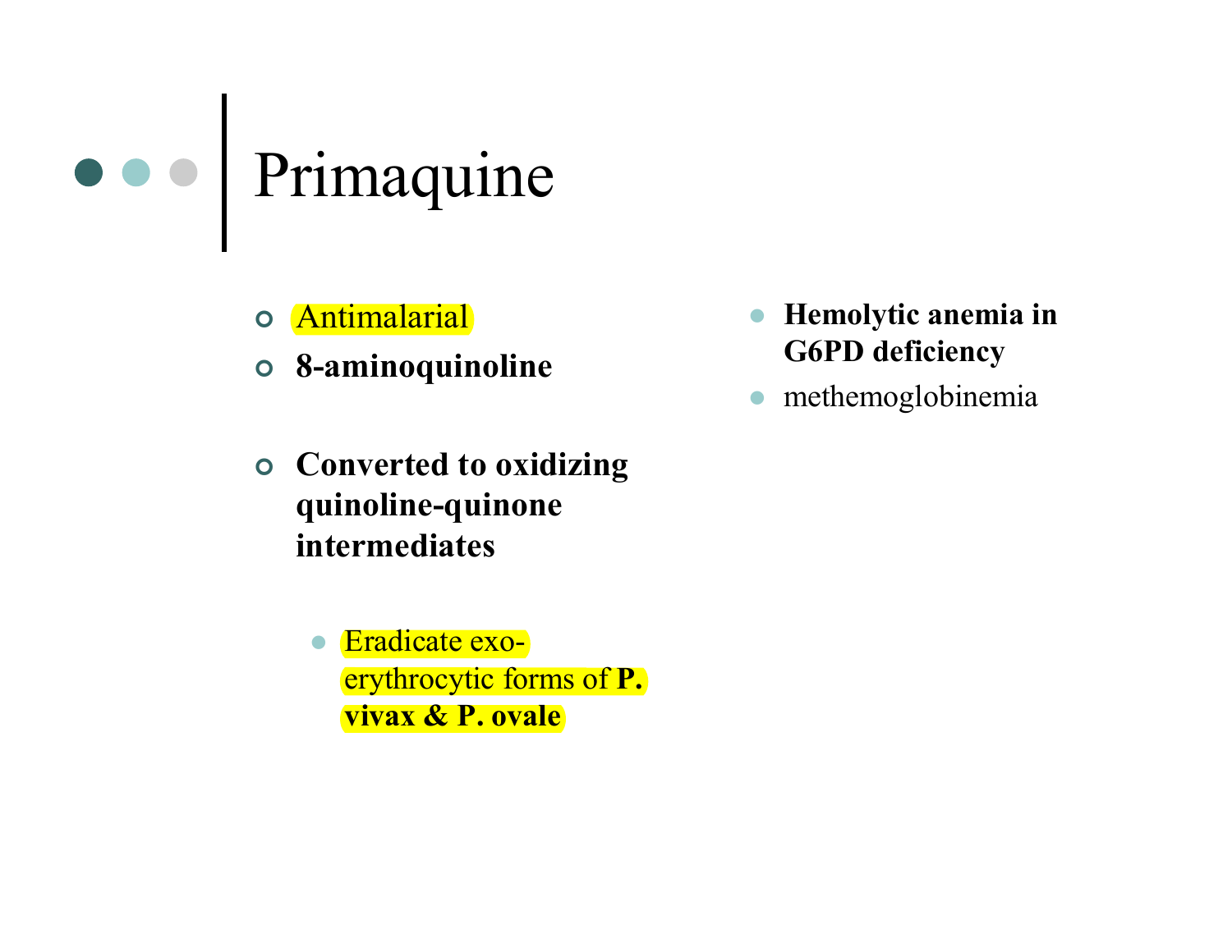# Primaquine

- Antimalarial
- **8-aminoquinoline**
- **Converted to oxidizing quinoline-quinone intermediates**
  - Eradicate exo-erythrocytic forms of **P. vivax & P. ovale**

- **Hemolytic anemia in G6PD deficiency**
- methemoglobinemia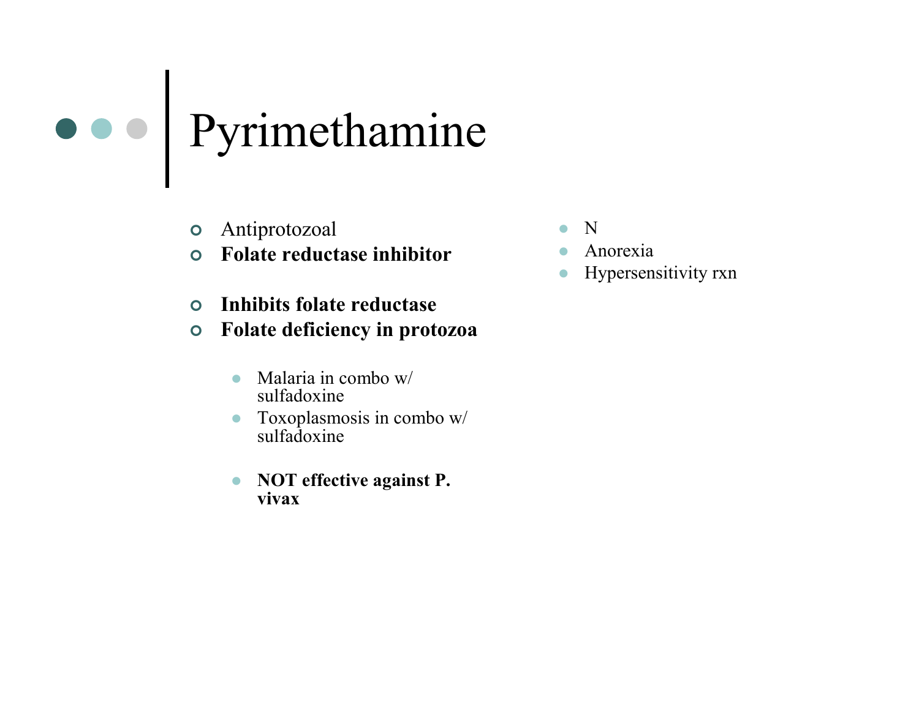# Pyrimethamine

- Antiprotozoal
- **Folate reductase inhibitor**

- **Inhibits folate reductase**
- **Folate deficiency in protozoa**

  - Malaria in combo w/ sulfadoxine
  - Toxoplasmosis in combo w/ sulfadoxine

  - **NOT effective against P. vivax**

- N
- Anorexia
- Hypersensitivity rxn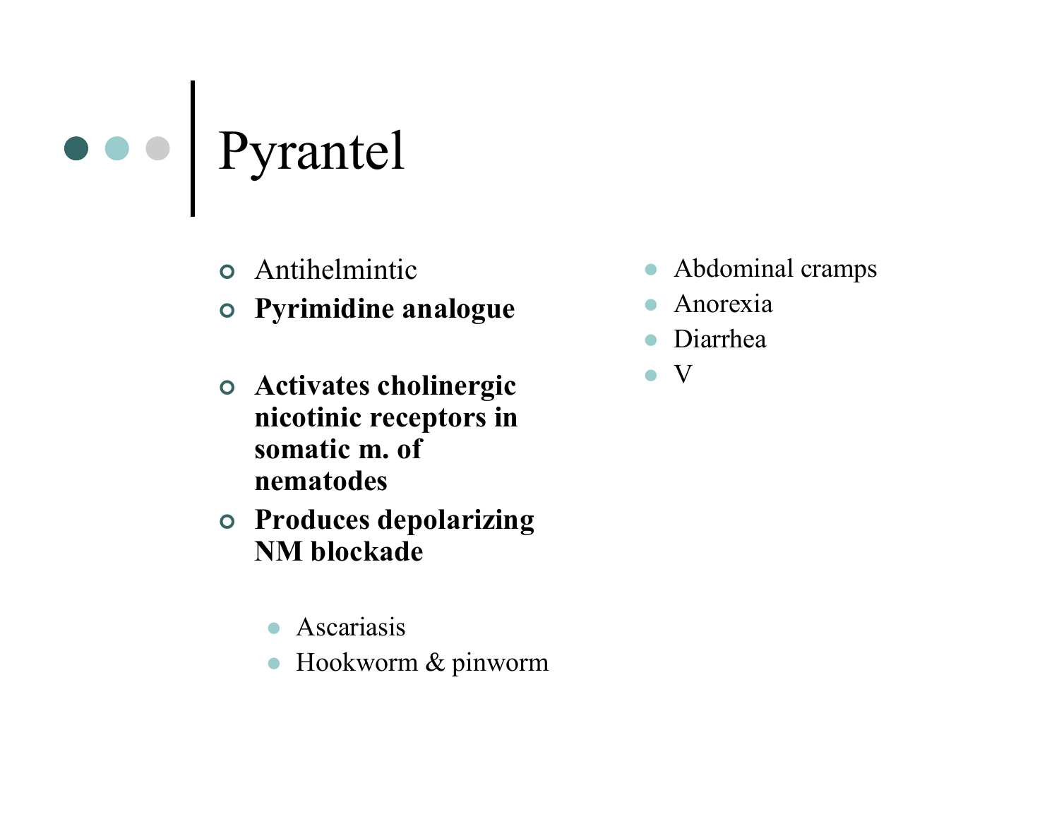# Pyrantel

- Antihelmintic
- **Pyrimidine analogue**
- **Activates cholinergic nicotinic receptors in somatic m. of nematodes**
- **Produces depolarizing NM blockade**
  - Ascariasis
  - Hookworm & pinworm

- Abdominal cramps
- Anorexia
- Diarrhea
- V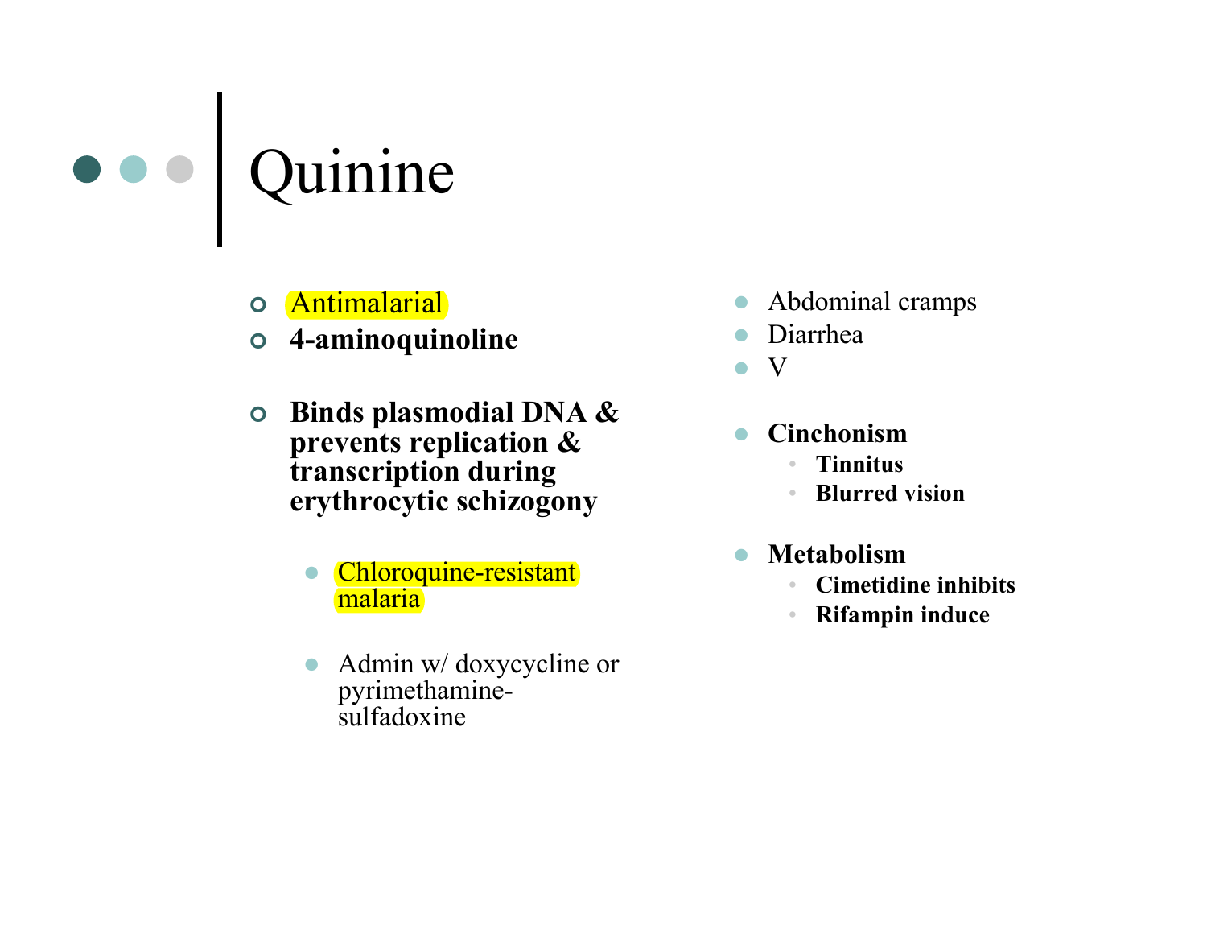# Quinine

- Antimalarial
- **4-aminoquinoline**
- **Binds plasmodial DNA & prevents replication & transcription during erythrocytic schizogony**
  - Chloroquine-resistant malaria
  - Admin w/ doxycycline or pyrimethamine-sulfadoxine

- Abdominal cramps
- Diarrhea
- V

- **Cinchonism**
  - **Tinnitus**
  - **Blurred vision**

- **Metabolism**
  - **Cimetidine inhibits**
  - **Rifampin induce**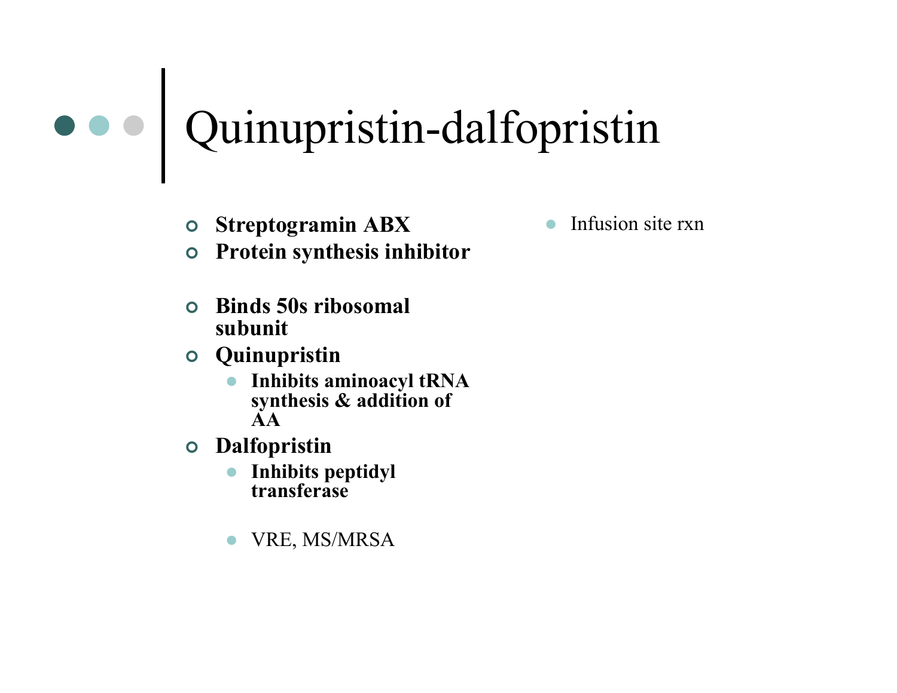# Quinupristin-dalfopristin

- **Streptogramin ABX**
- **Protein synthesis inhibitor**

- **Binds 50s ribosomal subunit**
- **Quinupristin**
  - **Inhibits aminoacyl tRNA synthesis & addition of AA**
- **Dalfopristin**
  - **Inhibits peptidyl transferase**

  - VRE, MS/MRSA

- Infusion site rxn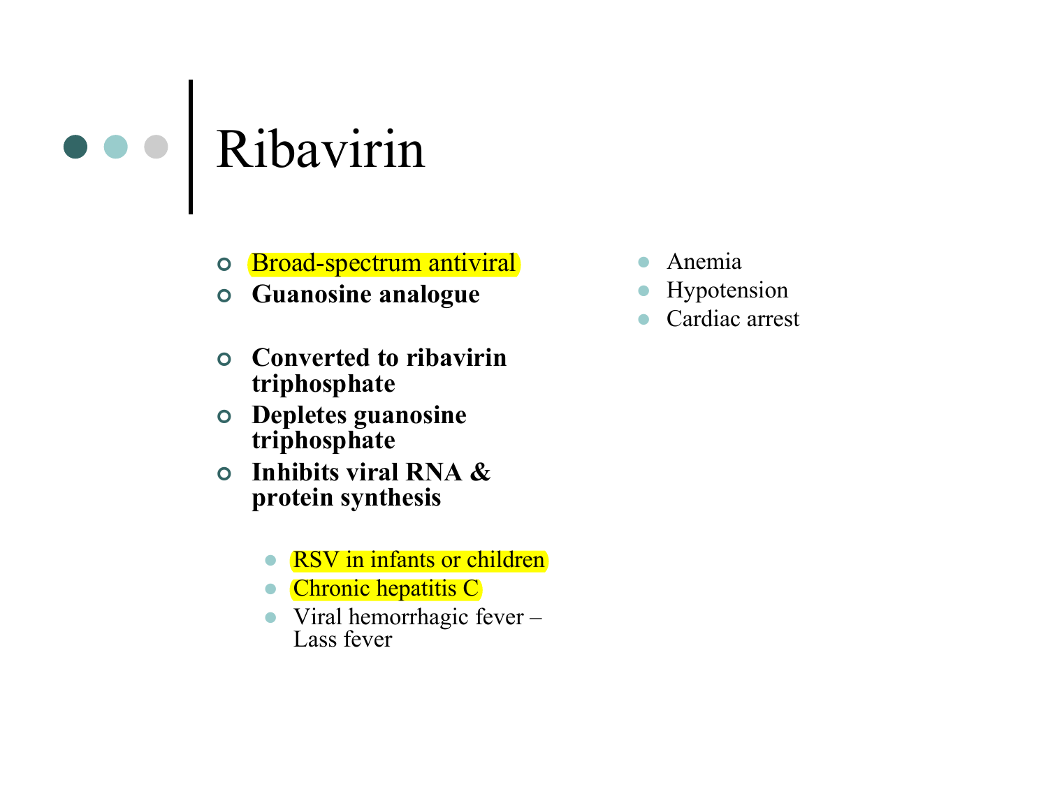# Ribavirin

- Broad-spectrum antiviral
- **Guanosine analogue**
- **Converted to ribavirin triphosphate**
- **Depletes guanosine triphosphate**
- **Inhibits viral RNA & protein synthesis**
  - RSV in infants or children
  - Chronic hepatitis C
  - Viral hemorrhagic fever – Lass fever

- Anemia
- Hypotension
- Cardiac arrest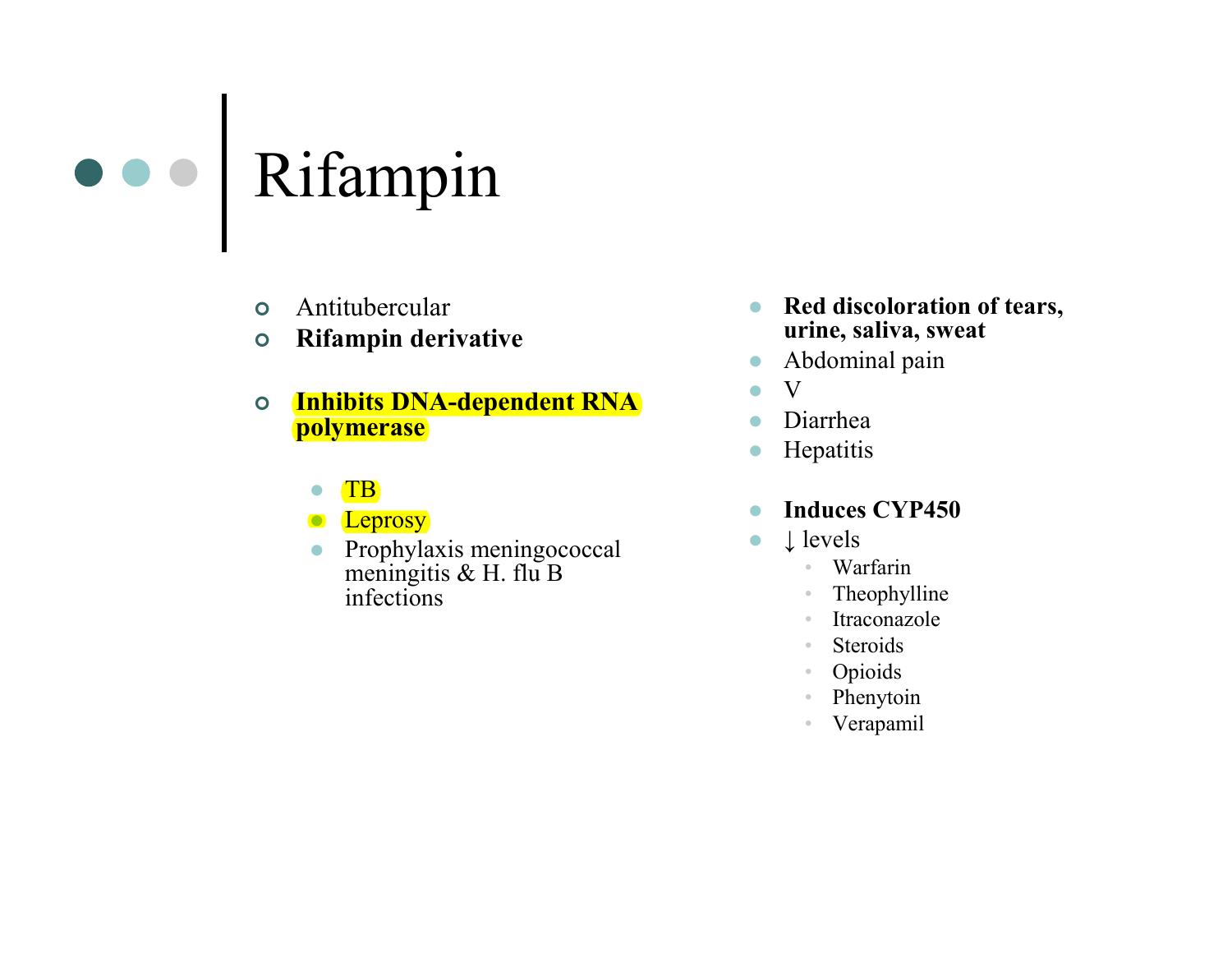# Rifampin

- Antitubercular
- **Rifampin derivative**
- **Inhibits DNA-dependent RNA polymerase**
  - TB
  - Leprosy
  - Prophylaxis meningococcal meningitis & H. flu B infections

- **Red discoloration of tears, urine, saliva, sweat**
- Abdominal pain
- V
- Diarrhea
- Hepatitis

- **Induces CYP450**
- ↓ levels
  - Warfarin
  - Theophylline
  - Itraconazole
  - Steroids
  - Opioids
  - Phenytoin
  - Verapamil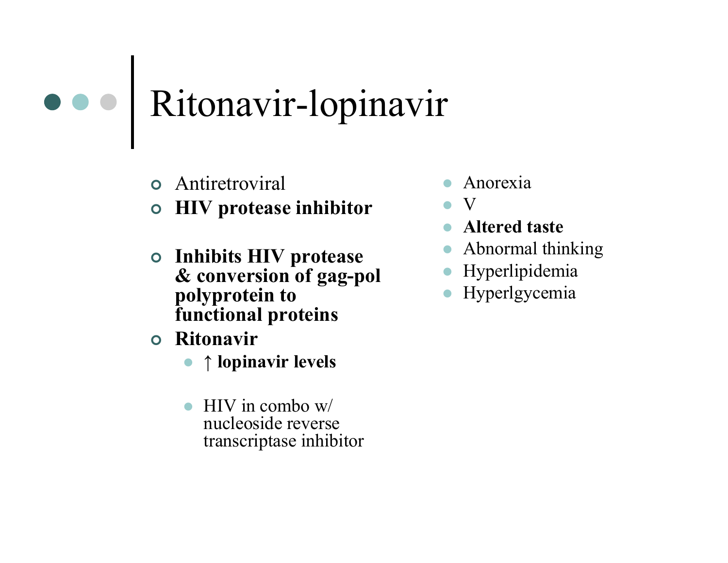# Ritonavir-lopinavir

- Antiretroviral
- **HIV protease inhibitor**

- **Inhibits HIV protease & conversion of gag-pol polyprotein to functional proteins**
- **Ritonavir**
  - **↑ lopinavir levels**

  - HIV in combo w/ nucleoside reverse transcriptase inhibitor

- Anorexia
- V
- **Altered taste**
- Abnormal thinking
- Hyperlipidemia
- Hyperlgycemia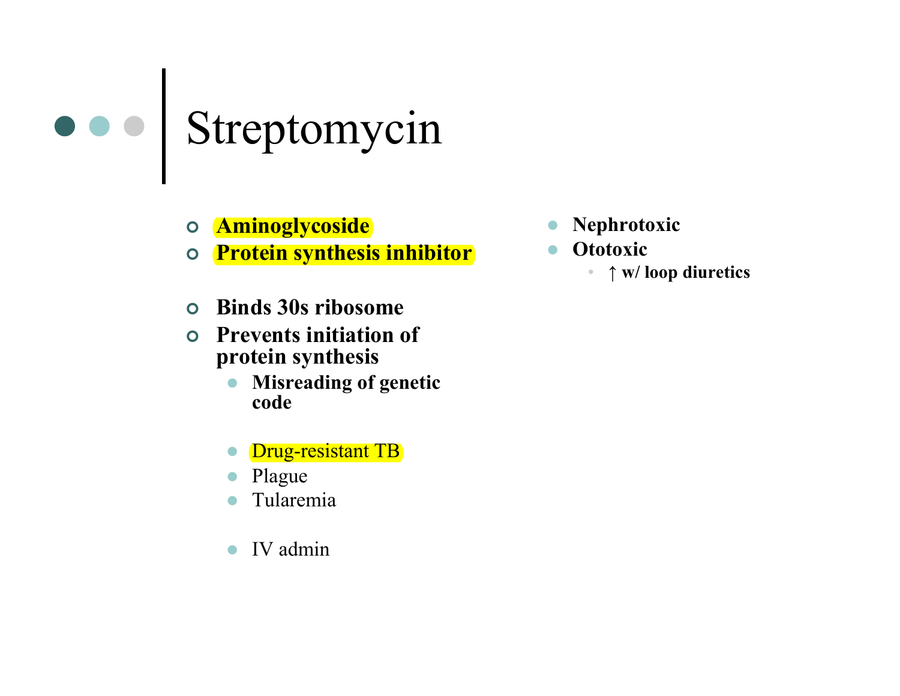# Streptomycin

- **Aminoglycoside**
- **Protein synthesis inhibitor**

- **Binds 30s ribosome**
- **Prevents initiation of protein synthesis**
  - **Misreading of genetic code**

  - Drug-resistant TB
  - Plague
  - Tularemia

  - IV admin

- **Nephrotoxic**
- **Ototoxic**
  - **↑ w/ loop diuretics**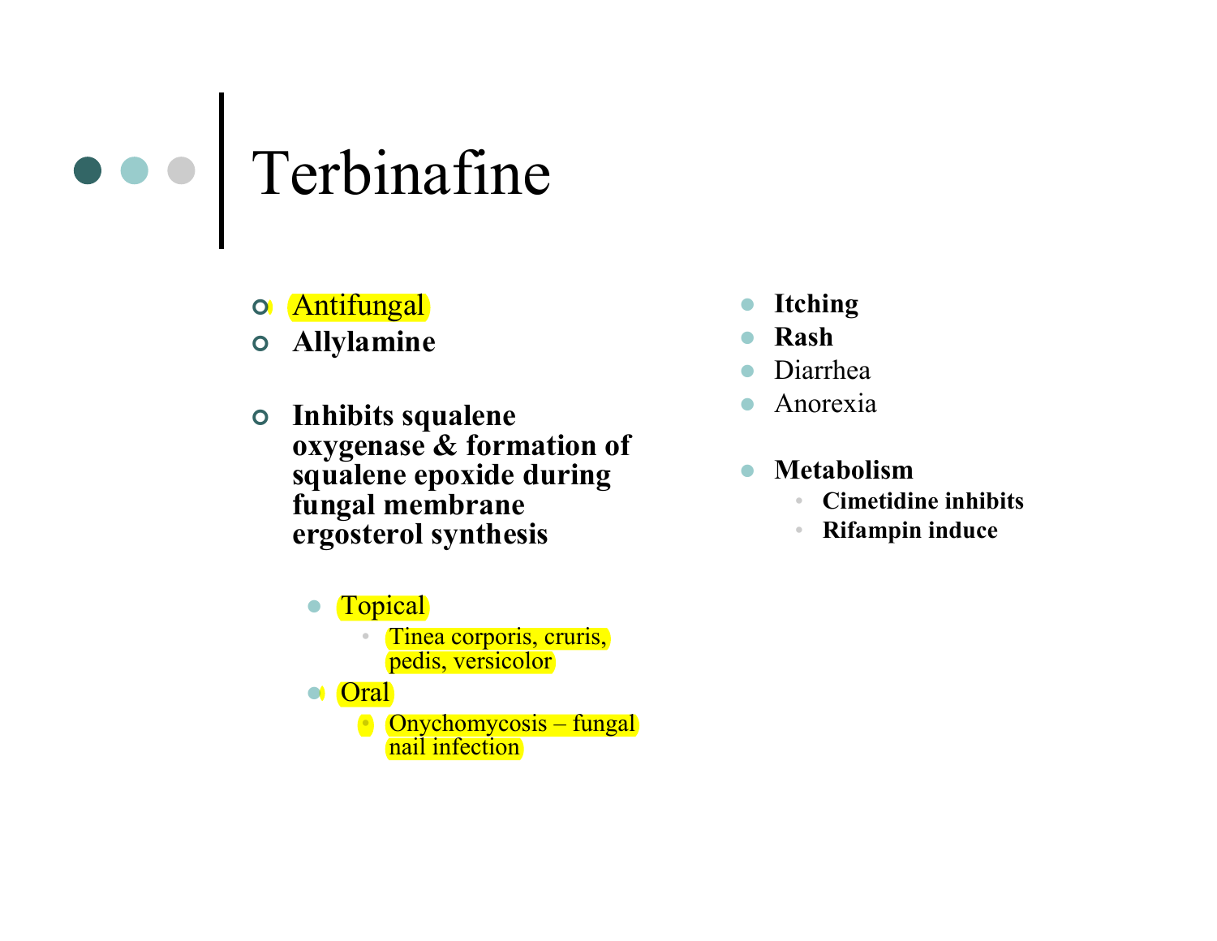# Terbinafine

- Antifungal
- **Allylamine**
- **Inhibits squalene oxygenase & formation of squalene epoxide during fungal membrane ergosterol synthesis**
  - Topical
    - Tinea corporis, cruris, pedis, versicolor
  - Oral
    - Onychomycosis – fungal nail infection

- **Itching**
- **Rash**
- Diarrhea
- Anorexia
- **Metabolism**
  - **Cimetidine inhibits**
  - **Rifampin induce**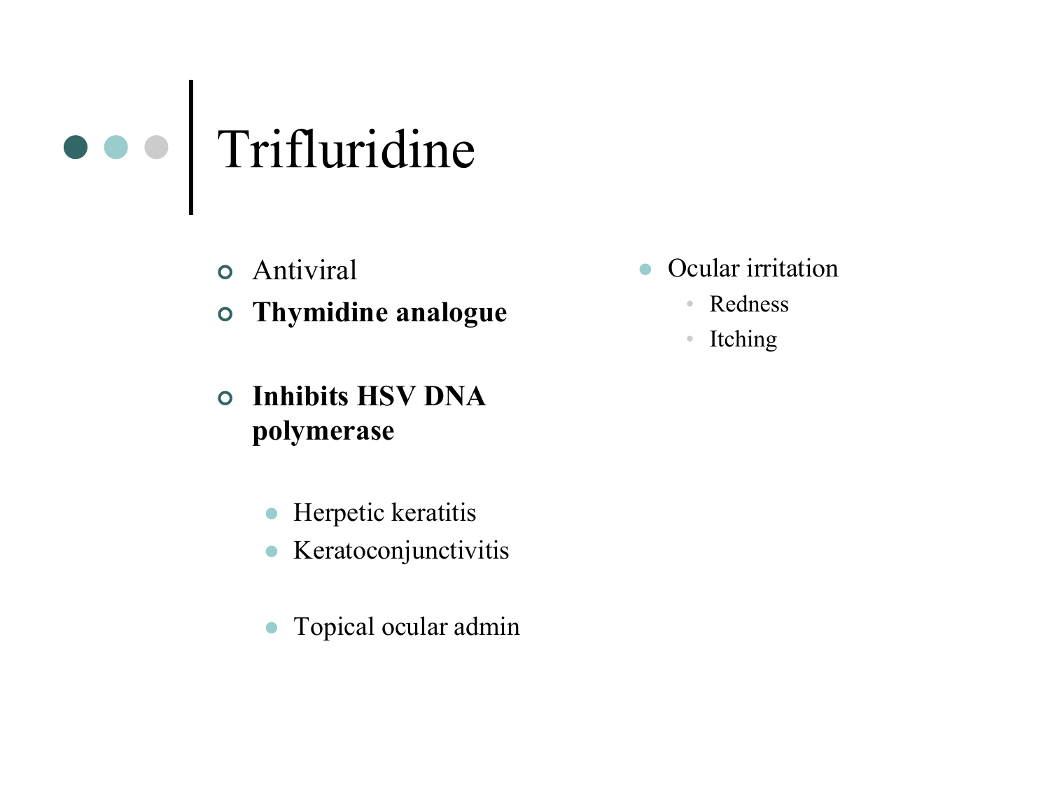# Trifluridine

- Antiviral
- **Thymidine analogue**
- **Inhibits HSV DNA polymerase**
  - Herpetic keratitis
  - Keratoconjunctivitis
  - Topical ocular admin

- Ocular irritation
  - Redness
  - Itching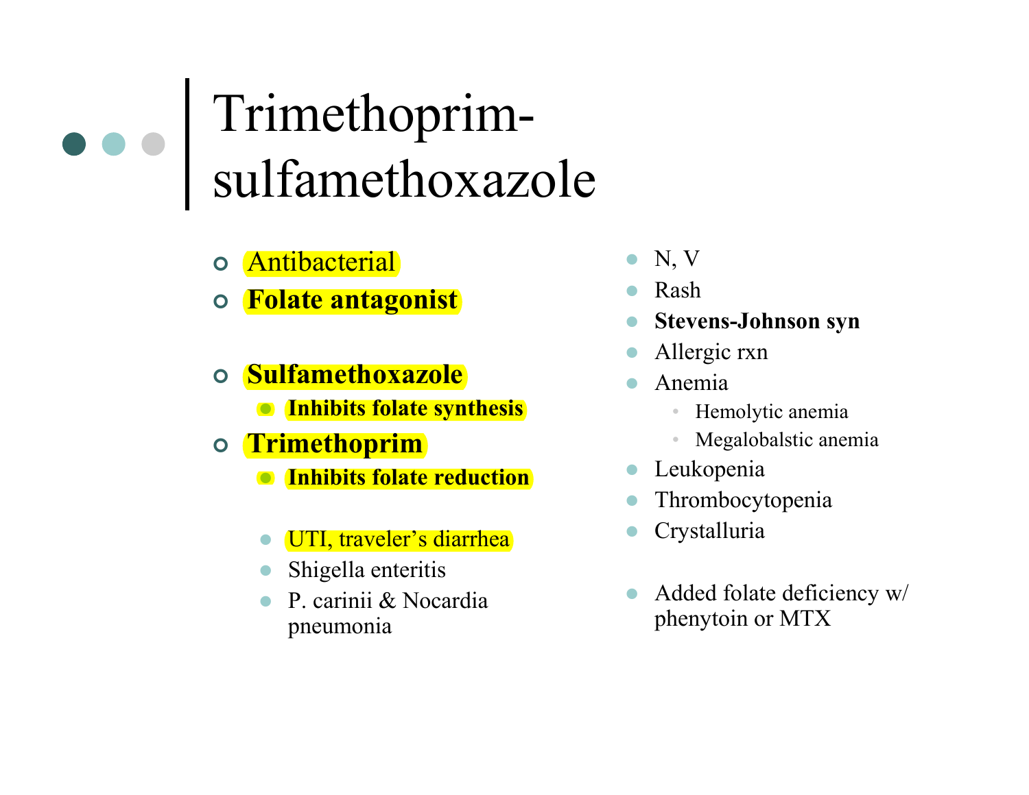# Trimethoprim-sulfamethoxazole

- Antibacterial
- **Folate antagonist**

- **Sulfamethoxazole**
  - **Inhibits folate synthesis**
- **Trimethoprim**
  - **Inhibits folate reduction**

- UTI, traveler's diarrhea
- Shigella enteritis
- P. carinii & Nocardia pneumonia

- N, V
- Rash
- **Stevens-Johnson syn**
- Allergic rxn
- Anemia
  - Hemolytic anemia
  - Megalobalstic anemia
- Leukopenia
- Thrombocytopenia
- Crystalluria

- Added folate deficiency w/ phenytoin or MTX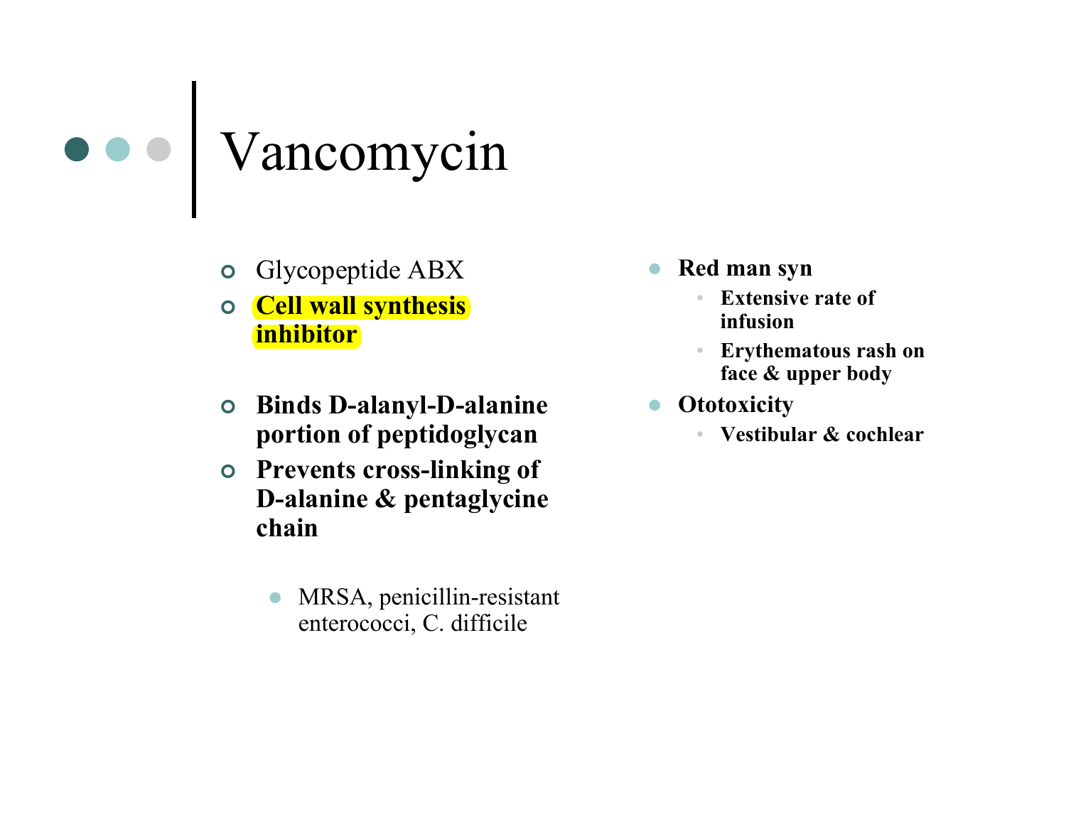# Vancomycin

- Glycopeptide ABX
- **Cell wall synthesis inhibitor**
- **Binds D-alanyl-D-alanine portion of peptidoglycan**
- **Prevents cross-linking of D-alanine & pentaglycine chain**
  - MRSA, penicillin-resistant enterococci, C. difficile

- **Red man syn**
  - **Extensive rate of infusion**
  - **Erythematous rash on face & upper body**
- **Ototoxicity**
  - **Vestibular & cochlear**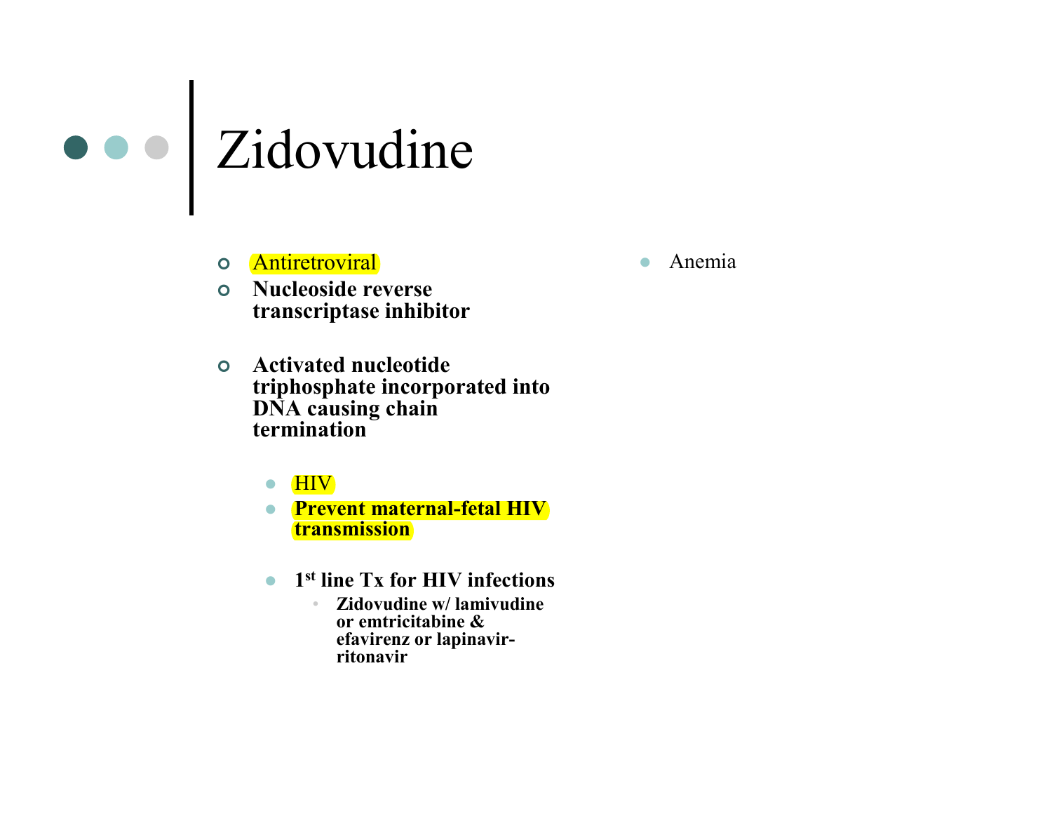# Zidovudine

- Antiretroviral
- **Nucleoside reverse transcriptase inhibitor**

- **Activated nucleotide triphosphate incorporated into DNA causing chain termination**

  - HIV
  - **Prevent maternal-fetal HIV transmission**

  - **1st line Tx for HIV infections**
    - **Zidovudine w/ lamivudine or emtricitabine & efavirenz or lapinavir-ritonavir**

- Anemia